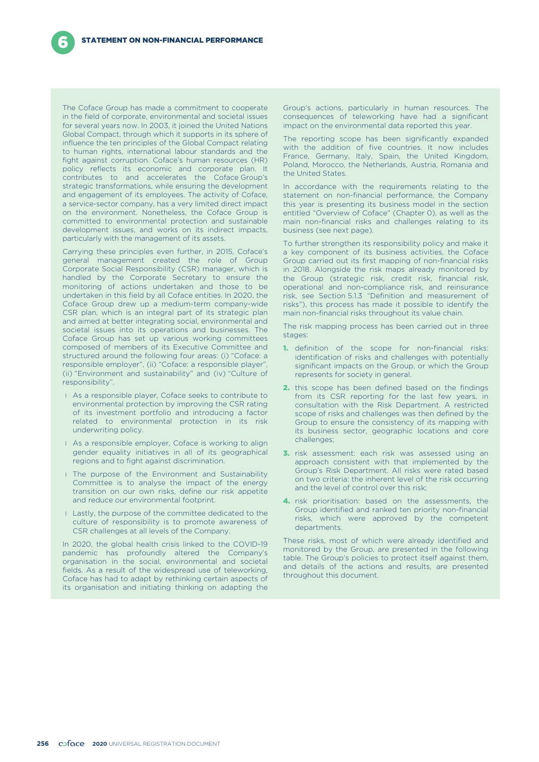The Coface Group has made a commitment to cooperate in the field of corporate, environmental and societal issues for several years now. In 2003, it joined the United Nations Global Compact, through which it supports in its sphere of influence the ten principles of the Global Compact relating to human rights, international labour standards and the fight against corruption. Coface's human resources (HR) policy reflects its economic and corporate plan. It contributes to and accelerates the Coface Group's strategic transformations, while ensuring the development and engagement of its employees. The activity of Coface, a service-sector company, has a very limited direct impact on the environment. Nonetheless, the Coface Group is committed to environmental protection and sustainable development issues, and works on its indirect impacts, particularly with the management of its assets.

Carrying these principles even further, in 2015, Coface's general management created the role of Group Corporate Social Responsibility (CSR) manager, which is handled by the Corporate Secretary to ensure the monitoring of actions undertaken and those to be undertaken in this field by all Coface entities. In 2020, the Coface Group drew up a medium-term company-wide CSR plan, which is an integral part of its strategic plan and aimed at better integrating social, environmental and societal issues into its operations and businesses. The Coface Group has set up various working committees composed of members of its Executive Committee and structured around the following four areas: (i) "Coface: a responsible employer", (ii) "Coface: a responsible player", (ii) "Environment and sustainability" and (iv) "Culture of responsibility".

- As a responsible player, Coface seeks to contribute to environmental protection by improving the CSR rating of its investment portfolio and introducing a factor related to environmental protection in its risk underwriting policy.
- As a responsible employer, Coface is working to align gender equality initiatives in all of its geographical regions and to fight against discrimination.
- The purpose of the Environment and Sustainability Committee is to analyse the impact of the energy transition on our own risks, define our risk appetite and reduce our environmental footprint.
- Lastly, the purpose of the committee dedicated to the culture of responsibility is to promote awareness of CSR challenges at all levels of the Company.

In 2020, the global health crisis linked to the COVID-19 pandemic has profoundly altered the Company's organisation in the social, environmental and societal fields. As a result of the widespread use of teleworking, Coface has had to adapt by rethinking certain aspects of its organisation and initiating thinking on adapting the Group's actions, particularly in human resources. The consequences of teleworking have had a significant impact on the environmental data reported this year.

The reporting scope has been significantly expanded with the addition of five countries. It now includes France, Germany, Italy, Spain, the United Kingdom, Poland, Morocco, the Netherlands, Austria, Romania and the United States.

In accordance with the requirements relating to the statement on non-financial performance, the Company this year is presenting its business model in the section entitled "Overview of Coface" (Chapter 0), as well as the main non-financial risks and challenges relating to its business (see next page).

To further strengthen its responsibility policy and make it a key component of its business activities, the Coface Group carried out its first mapping of non-financial risks in 2018. Alongside the risk maps already monitored by the Group (strategic risk, credit risk, financial risk, operational and non-compliance risk, and reinsurance risk, see Section 5.1.3 "Definition and measurement of risks"), this process has made it possible to identify the main non-financial risks throughout its value chain.

The risk mapping process has been carried out in three stages:

1. definition of the scope for non-financial risks: identification of risks and challenges with potentially significant impacts on the Group, or which the Group represents for society in general.
2. this scope has been defined based on the findings from its CSR reporting for the last few years, in consultation with the Risk Department. A restricted scope of risks and challenges was then defined by the Group to ensure the consistency of its mapping with its business sector, geographic locations and core challenges;
3. risk assessment: each risk was assessed using an approach consistent with that implemented by the Group's Risk Department. All risks were rated based on two criteria: the inherent level of the risk occurring and the level of control over this risk;
4. risk prioritisation: based on the assessments, the Group identified and ranked ten priority non-financial risks, which were approved by the competent departments.

These risks, most of which were already identified and monitored by the Group, are presented in the following table. The Group's policies to protect itself against them, and details of the actions and results, are presented throughout this document.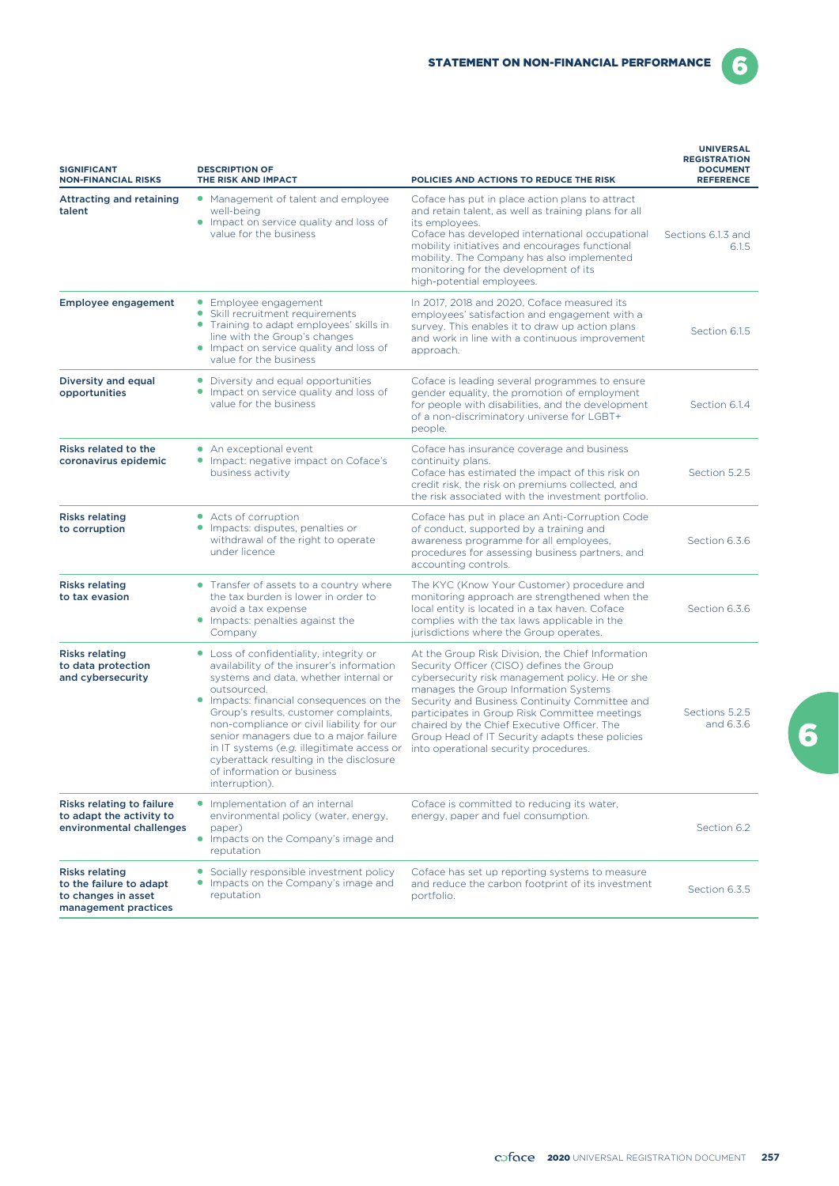| SIGNIFICANT NON-FINANCIAL RISKS | DESCRIPTION OF THE RISK AND IMPACT | POLICIES AND ACTIONS TO REDUCE THE RISK | UNIVERSAL REGISTRATION DOCUMENT REFERENCE |
|---|---|---|---|
| **Attracting and retaining talent** | • Management of talent and employee well-being<br>• Impact on service quality and loss of value for the business | Coface has put in place action plans to attract and retain talent, as well as training plans for all its employees.<br>Coface has developed international occupational mobility initiatives and encourages functional mobility. The Company has also implemented monitoring for the development of its high-potential employees. | Sections 6.1.3 and 6.1.5 |
| **Employee engagement** | • Employee engagement<br>• Skill recruitment requirements<br>• Training to adapt employees' skills in line with the Group's changes<br>• Impact on service quality and loss of value for the business | In 2017, 2018 and 2020, Coface measured its employees' satisfaction and engagement with a survey. This enables it to draw up action plans and work in line with a continuous improvement approach. | Section 6.1.5 |
| **Diversity and equal opportunities** | • Diversity and equal opportunities<br>• Impact on service quality and loss of value for the business | Coface is leading several programmes to ensure gender equality, the promotion of employment for people with disabilities, and the development of a non-discriminatory universe for LGBT+ people. | Section 6.1.4 |
| **Risks related to the coronavirus epidemic** | • An exceptional event<br>• Impact: negative impact on Coface's business activity | Coface has insurance coverage and business continuity plans.<br>Coface has estimated the impact of this risk on credit risk, the risk on premiums collected, and the risk associated with the investment portfolio. | Section 5.2.5 |
| **Risks relating to corruption** | • Acts of corruption<br>• Impacts: disputes, penalties or withdrawal of the right to operate under licence | Coface has put in place an Anti-Corruption Code of conduct, supported by a training and awareness programme for all employees, procedures for assessing business partners, and accounting controls. | Section 6.3.6 |
| **Risks relating to tax evasion** | • Transfer of assets to a country where the tax burden is lower in order to avoid a tax expense<br>• Impacts: penalties against the Company | The KYC (Know Your Customer) procedure and monitoring approach are strengthened when the local entity is located in a tax haven. Coface complies with the tax laws applicable in the jurisdictions where the Group operates. | Section 6.3.6 |
| **Risks relating to data protection and cybersecurity** | • Loss of confidentiality, integrity or availability of the insurer's information systems and data, whether internal or outsourced.<br>• Impacts: financial consequences on the Group's results, customer complaints, non-compliance or civil liability for our senior managers due to a major failure in IT systems (*e.g.* illegitimate access or cyberattack resulting in the disclosure of information or business interruption). | At the Group Risk Division, the Chief Information Security Officer (CISO) defines the Group cybersecurity risk management policy. He or she manages the Group Information Systems Security and Business Continuity Committee and participates in Group Risk Committee meetings chaired by the Chief Executive Officer. The Group Head of IT Security adapts these policies into operational security procedures. | Sections 5.2.5 and 6.3.6 |
| **Risks relating to failure to adapt the activity to environmental challenges** | • Implementation of an internal environmental policy (water, energy, paper)<br>• Impacts on the Company's image and reputation | Coface is committed to reducing its water, energy, paper and fuel consumption. | Section 6.2 |
| **Risks relating to the failure to adapt to changes in asset management practices** | • Socially responsible investment policy<br>• Impacts on the Company's image and reputation | Coface has set up reporting systems to measure and reduce the carbon footprint of its investment portfolio. | Section 6.3.5 |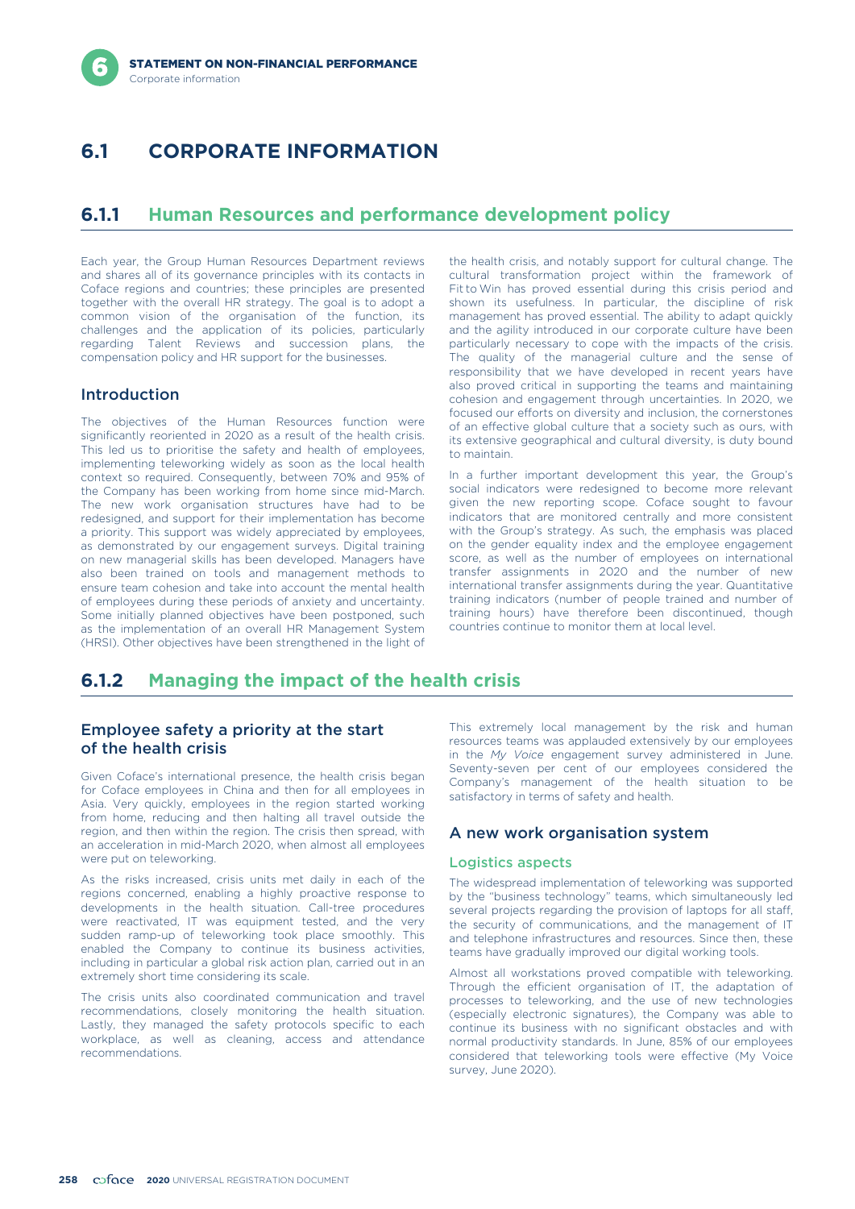# 6.1 CORPORATE INFORMATION

## 6.1.1 Human Resources and performance development policy

Each year, the Group Human Resources Department reviews and shares all of its governance principles with its contacts in Coface regions and countries; these principles are presented together with the overall HR strategy. The goal is to adopt a common vision of the organisation of the function, its challenges and the application of its policies, particularly regarding Talent Reviews and succession plans, the compensation policy and HR support for the businesses.

### Introduction

The objectives of the Human Resources function were significantly reoriented in 2020 as a result of the health crisis. This led us to prioritise the safety and health of employees, implementing teleworking widely as soon as the local health context so required. Consequently, between 70% and 95% of the Company has been working from home since mid-March. The new work organisation structures have had to be redesigned, and support for their implementation has become a priority. This support was widely appreciated by employees, as demonstrated by our engagement surveys. Digital training on new managerial skills has been developed. Managers have also been trained on tools and management methods to ensure team cohesion and take into account the mental health of employees during these periods of anxiety and uncertainty. Some initially planned objectives have been postponed, such as the implementation of an overall HR Management System (HRSI). Other objectives have been strengthened in the light of the health crisis, and notably support for cultural change. The cultural transformation project within the framework of Fit to Win has proved essential during this crisis period and shown its usefulness. In particular, the discipline of risk management has proved essential. The ability to adapt quickly and the agility introduced in our corporate culture have been particularly necessary to cope with the impacts of the crisis. The quality of the managerial culture and the sense of responsibility that we have developed in recent years have also proved critical in supporting the teams and maintaining cohesion and engagement through uncertainties. In 2020, we focused our efforts on diversity and inclusion, the cornerstones of an effective global culture that a society such as ours, with its extensive geographical and cultural diversity, is duty bound to maintain.

In a further important development this year, the Group's social indicators were redesigned to become more relevant given the new reporting scope. Coface sought to favour indicators that are monitored centrally and more consistent with the Group's strategy. As such, the emphasis was placed on the gender equality index and the employee engagement score, as well as the number of employees on international transfer assignments in 2020 and the number of new international transfer assignments during the year. Quantitative training indicators (number of people trained and number of training hours) have therefore been discontinued, though countries continue to monitor them at local level.

## 6.1.2 Managing the impact of the health crisis

### Employee safety a priority at the start of the health crisis

Given Coface's international presence, the health crisis began for Coface employees in China and then for all employees in Asia. Very quickly, employees in the region started working from home, reducing and then halting all travel outside the region, and then within the region. The crisis then spread, with an acceleration in mid-March 2020, when almost all employees were put on teleworking.

As the risks increased, crisis units met daily in each of the regions concerned, enabling a highly proactive response to developments in the health situation. Call-tree procedures were reactivated, IT was equipment tested, and the very sudden ramp-up of teleworking took place smoothly. This enabled the Company to continue its business activities, including in particular a global risk action plan, carried out in an extremely short time considering its scale.

The crisis units also coordinated communication and travel recommendations, closely monitoring the health situation. Lastly, they managed the safety protocols specific to each workplace, as well as cleaning, access and attendance recommendations.

This extremely local management by the risk and human resources teams was applauded extensively by our employees in the *My Voice* engagement survey administered in June. Seventy-seven per cent of our employees considered the Company's management of the health situation to be satisfactory in terms of safety and health.

### A new work organisation system

#### Logistics aspects

The widespread implementation of teleworking was supported by the "business technology" teams, which simultaneously led several projects regarding the provision of laptops for all staff, the security of communications, and the management of IT and telephone infrastructures and resources. Since then, these teams have gradually improved our digital working tools.

Almost all workstations proved compatible with teleworking. Through the efficient organisation of IT, the adaptation of processes to teleworking, and the use of new technologies (especially electronic signatures), the Company was able to continue its business with no significant obstacles and with normal productivity standards. In June, 85% of our employees considered that teleworking tools were effective (My Voice survey, June 2020).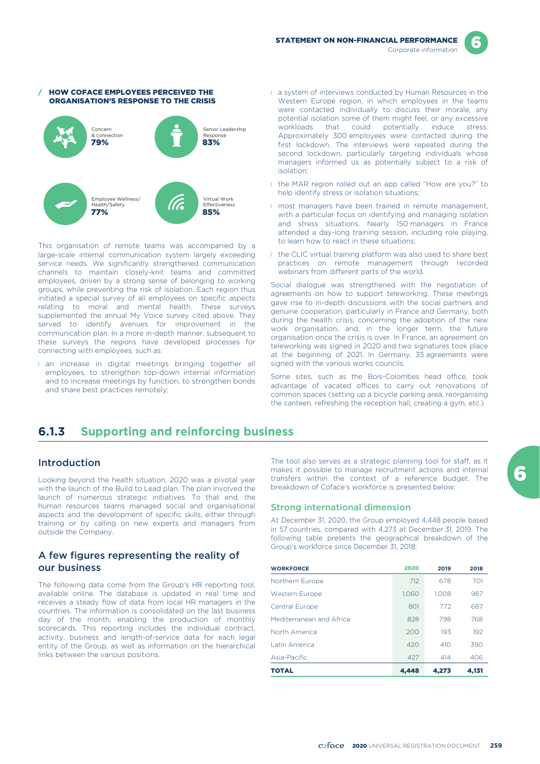### HOW COFACE EMPLOYEES PERCEIVED THE ORGANISATION'S RESPONSE TO THE CRISIS

Concern & connection **79%**

Senior Leadership Response **83%**

Employee Wellness/ Health/Safety **77%**

Virtual Work Effectiveness **85%**

This organisation of remote teams was accompanied by a large-scale internal communication system largely exceeding service needs. We significantly strengthened communication channels to maintain closely-knit teams and committed employees, driven by a strong sense of belonging to working groups, while preventing the risk of isolation. Each region thus initiated a special survey of all employees on specific aspects relating to moral and mental health. These surveys supplemented the annual My Voice survey cited above. They served to identify avenues for improvement in the communication plan. In a more in-depth manner, subsequent to these surveys the regions have developed processes for connecting with employees, such as:

- an increase in digital meetings bringing together all employees, to strengthen top-down internal information and to increase meetings by function, to strengthen bonds and share best practices remotely;
- a system of interviews conducted by Human Resources in the Western Europe region, in which employees in the teams were contacted individually to discuss their morale, any potential isolation some of them might feel, or any excessive workloads that could potentially induce stress. Approximately 300 employees were contacted during the first lockdown. The interviews were repeated during the second lockdown, particularly targeting individuals whose managers informed us as potentially subject to a risk of isolation;
- the MAR region rolled out an app called "How are you?" to help identify stress or isolation situations;
- most managers have been trained in remote management, with a particular focus on identifying and managing isolation and stress situations. Nearly 150 managers in France attended a day-long training session, including role playing, to learn how to react in these situations;
- the CLIC virtual training platform was also used to share best practices on remote management through recorded webinars from different parts of the world.

Social dialogue was strengthened with the negotiation of agreements on how to support teleworking. These meetings gave rise to in-depth discussions with the social partners and genuine cooperation, particularly in France and Germany, both during the health crisis, concerning the adoption of the new work organisation, and, in the longer term, the future organisation once the crisis is over. In France, an agreement on teleworking was signed in 2020 and two signatures took place at the beginning of 2021. In Germany, 35 agreements were signed with the various works councils.

Some sites, such as the Bois-Colombes head office, took advantage of vacated offices to carry out renovations of common spaces (setting up a bicycle parking area, reorganising the canteen, refreshing the reception hall, creating a gym, etc.)

## 6.1.3 Supporting and reinforcing business

### Introduction

Looking beyond the health situation, 2020 was a pivotal year with the launch of the Build to Lead plan. The plan involved the launch of numerous strategic initiatives. To that end, the human resources teams managed social and organisational aspects and the development of specific skills, either through training or by calling on new experts and managers from outside the Company.

### A few figures representing the reality of our business

The following data come from the Group's HR reporting tool, available online. The database is updated in real time and receives a steady flow of data from local HR managers in the countries. The information is consolidated on the last business day of the month, enabling the production of monthly scorecards. This reporting includes the individual contract, activity, business and length-of-service data for each legal entity of the Group, as well as information on the hierarchical links between the various positions.

The tool also serves as a strategic planning tool for staff, as it makes it possible to manage recruitment actions and internal transfers within the context of a reference budget. The breakdown of Coface's workforce is presented below:

#### Strong international dimension

At December 31, 2020, the Group employed 4,448 people based in 57 countries, compared with 4,273 at December 31, 2019. The following table presents the geographical breakdown of the Group's workforce since December 31, 2018:

| WORKFORCE | 2020 | 2019 | 2018 |
|---|---|---|---|
| Northern Europe | 712 | 678 | 701 |
| Western Europe | 1,060 | 1,008 | 987 |
| Central Europe | 801 | 772 | 687 |
| Mediterranean and Africa | 828 | 798 | 768 |
| North America | 200 | 193 | 192 |
| Latin America | 420 | 410 | 390 |
| Asia-Pacific | 427 | 414 | 406 |
| **TOTAL** | **4,448** | **4,273** | **4,131** |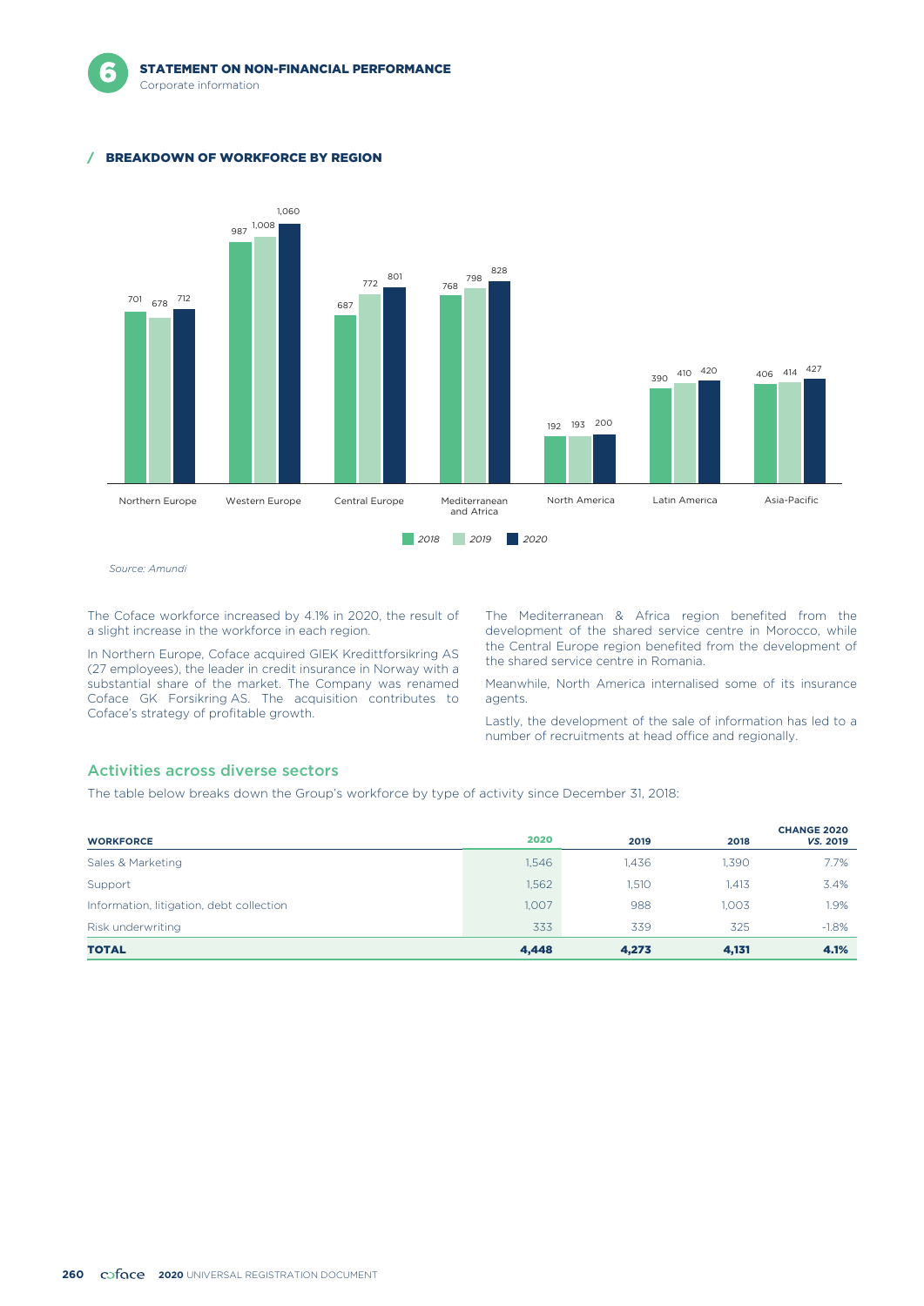## BREAKDOWN OF WORKFORCE BY REGION

| Region | 2018 | 2019 | 2020 |
|---|---|---|---|
| Northern Europe | 701 | 678 | 712 |
| Western Europe | 987 | 1,008 | 1,060 |
| Central Europe | 687 | 772 | 801 |
| Mediterranean and Africa | 768 | 798 | 828 |
| North America | 192 | 193 | 200 |
| Latin America | 390 | 410 | 420 |
| Asia-Pacific | 406 | 414 | 427 |

*Source: Amundi*

The Coface workforce increased by 4.1% in 2020, the result of a slight increase in the workforce in each region.

In Northern Europe, Coface acquired GIEK Kredittforsikring AS (27 employees), the leader in credit insurance in Norway with a substantial share of the market. The Company was renamed Coface GK Forsikring AS. The acquisition contributes to Coface's strategy of profitable growth.

The Mediterranean & Africa region benefited from the development of the shared service centre in Morocco, while the Central Europe region benefited from the development of the shared service centre in Romania.

Meanwhile, North America internalised some of its insurance agents.

Lastly, the development of the sale of information has led to a number of recruitments at head office and regionally.

## Activities across diverse sectors

The table below breaks down the Group's workforce by type of activity since December 31, 2018:

| WORKFORCE | 2020 | 2019 | 2018 | CHANGE 2020 *VS.* 2019 |
|---|---|---|---|---|
| Sales & Marketing | 1,546 | 1,436 | 1,390 | 7.7% |
| Support | 1,562 | 1,510 | 1,413 | 3.4% |
| Information, litigation, debt collection | 1,007 | 988 | 1,003 | 1.9% |
| Risk underwriting | 333 | 339 | 325 | -1.8% |
| **TOTAL** | **4,448** | **4,273** | **4,131** | **4.1%** |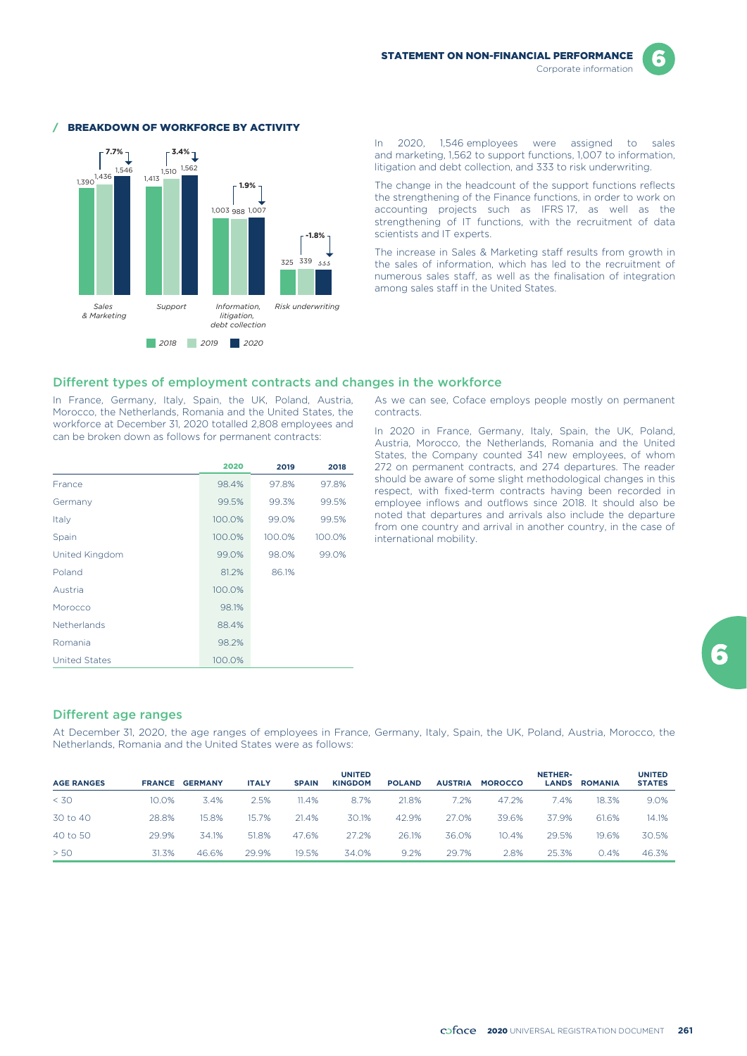## / BREAKDOWN OF WORKFORCE BY ACTIVITY

| Activity | 2018 | 2019 | 2020 | Change |
|---|---|---|---|---|
| Sales & Marketing | 1,390 | 1,436 | 1,546 | 7.7% |
| Support | 1,413 | 1,510 | 1,562 | 3.4% |
| Information, litigation, debt collection | 1,003 | 988 | 1,007 | 1.9% |
| Risk underwriting | 325 | 339 | 333 | -1.8% |

In 2020, 1,546 employees were assigned to sales and marketing, 1,562 to support functions, 1,007 to information, litigation and debt collection, and 333 to risk underwriting.

The change in the headcount of the support functions reflects the strengthening of the Finance functions, in order to work on accounting projects such as IFRS 17, as well as the strengthening of IT functions, with the recruitment of data scientists and IT experts.

The increase in Sales & Marketing staff results from growth in the sales of information, which has led to the recruitment of numerous sales staff, as well as the finalisation of integration among sales staff in the United States.

## Different types of employment contracts and changes in the workforce

In France, Germany, Italy, Spain, the UK, Poland, Austria, Morocco, the Netherlands, Romania and the United States, the workforce at December 31, 2020 totalled 2,808 employees and can be broken down as follows for permanent contracts:

| | 2020 | 2019 | 2018 |
|---|---|---|---|
| France | 98.4% | 97.8% | 97.8% |
| Germany | 99.5% | 99.3% | 99.5% |
| Italy | 100.0% | 99.0% | 99.5% |
| Spain | 100.0% | 100.0% | 100.0% |
| United Kingdom | 99.0% | 98.0% | 99.0% |
| Poland | 81.2% | 86.1% | |
| Austria | 100.0% | | |
| Morocco | 98.1% | | |
| Netherlands | 88.4% | | |
| Romania | 98.2% | | |
| United States | 100.0% | | |

As we can see, Coface employs people mostly on permanent contracts.

In 2020 in France, Germany, Italy, Spain, the UK, Poland, Austria, Morocco, the Netherlands, Romania and the United States, the Company counted 341 new employees, of whom 272 on permanent contracts, and 274 departures. The reader should be aware of some slight methodological changes in this respect, with fixed-term contracts having been recorded in employee inflows and outflows since 2018. It should also be noted that departures and arrivals also include the departure from one country and arrival in another country, in the case of international mobility.

## Different age ranges

At December 31, 2020, the age ranges of employees in France, Germany, Italy, Spain, the UK, Poland, Austria, Morocco, the Netherlands, Romania and the United States were as follows:

| AGE RANGES | FRANCE | GERMANY | ITALY | SPAIN | UNITED KINGDOM | POLAND | AUSTRIA | MOROCCO | NETHER-LANDS | ROMANIA | UNITED STATES |
|---|---|---|---|---|---|---|---|---|---|---|---|
| < 30 | 10.0% | 3.4% | 2.5% | 11.4% | 8.7% | 21.8% | 7.2% | 47.2% | 7.4% | 18.3% | 9.0% |
| 30 to 40 | 28.8% | 15.8% | 15.7% | 21.4% | 30.1% | 42.9% | 27.0% | 39.6% | 37.9% | 61.6% | 14.1% |
| 40 to 50 | 29.9% | 34.1% | 51.8% | 47.6% | 27.2% | 26.1% | 36.0% | 10.4% | 29.5% | 19.6% | 30.5% |
| > 50 | 31.3% | 46.6% | 29.9% | 19.5% | 34.0% | 9.2% | 29.7% | 2.8% | 25.3% | 0.4% | 46.3% |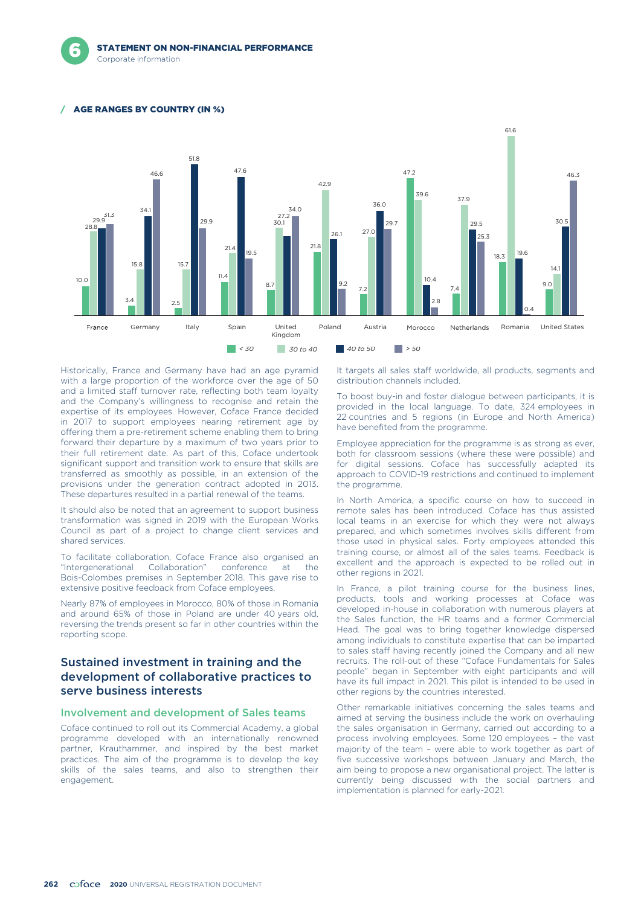### AGE RANGES BY COUNTRY (IN %)

| Country | < 30 | 30 to 40 | 40 to 50 | > 50 |
|---|---|---|---|---|
| France | 10.0 | 29.9 | 28.8 | 31.3 |
| Germany | 3.4 | 15.8 | 34.1 | 46.6 |
| Italy | 2.5 | 15.7 | 51.8 | 29.9 |
| Spain | 11.4 | 21.4 | 47.6 | 19.5 |
| United Kingdom | 8.7 | 30.1 | 27.2 | 34.0 |
| Poland | 21.8 | 42.9 | 26.1 | 9.2 |
| Austria | 7.2 | 27.0 | 36.0 | 29.7 |
| Morocco | 47.2 | 39.6 | 10.4 | 2.8 |
| Netherlands | 7.4 | 37.9 | 29.5 | 25.3 |
| Romania | 18.3 | 61.6 | 19.6 | 0.4 |
| United States | 9.0 | 14.1 | 30.5 | 46.3 |

Historically, France and Germany have had an age pyramid with a large proportion of the workforce over the age of 50 and a limited staff turnover rate, reflecting both team loyalty and the Company's willingness to recognise and retain the expertise of its employees. However, Coface France decided in 2017 to support employees nearing retirement age by offering them a pre-retirement scheme enabling them to bring forward their departure by a maximum of two years prior to their full retirement date. As part of this, Coface undertook significant support and transition work to ensure that skills are transferred as smoothly as possible, in an extension of the provisions under the generation contract adopted in 2013. These departures resulted in a partial renewal of the teams.

It should also be noted that an agreement to support business transformation was signed in 2019 with the European Works Council as part of a project to change client services and shared services.

To facilitate collaboration, Coface France also organised an "Intergenerational Collaboration" conference at the Bois-Colombes premises in September 2018. This gave rise to extensive positive feedback from Coface employees.

Nearly 87% of employees in Morocco, 80% of those in Romania and around 65% of those in Poland are under 40 years old, reversing the trends present so far in other countries within the reporting scope.

## Sustained investment in training and the development of collaborative practices to serve business interests

### Involvement and development of Sales teams

Coface continued to roll out its Commercial Academy, a global programme developed with an internationally renowned partner, Krauthammer, and inspired by the best market practices. The aim of the programme is to develop the key skills of the sales teams, and also to strengthen their engagement.

It targets all sales staff worldwide, all products, segments and distribution channels included.

To boost buy-in and foster dialogue between participants, it is provided in the local language. To date, 324 employees in 22 countries and 5 regions (in Europe and North America) have benefited from the programme.

Employee appreciation for the programme is as strong as ever, both for classroom sessions (where these were possible) and for digital sessions. Coface has successfully adapted its approach to COVID-19 restrictions and continued to implement the programme.

In North America, a specific course on how to succeed in remote sales has been introduced. Coface has thus assisted local teams in an exercise for which they were not always prepared, and which sometimes involves skills different from those used in physical sales. Forty employees attended this training course, or almost all of the sales teams. Feedback is excellent and the approach is expected to be rolled out in other regions in 2021.

In France, a pilot training course for the business lines, products, tools and working processes at Coface was developed in-house in collaboration with numerous players at the Sales function, the HR teams and a former Commercial Head. The goal was to bring together knowledge dispersed among individuals to constitute expertise that can be imparted to sales staff having recently joined the Company and all new recruits. The roll-out of these "Coface Fundamentals for Sales people" began in September with eight participants and will have its full impact in 2021. This pilot is intended to be used in other regions by the countries interested.

Other remarkable initiatives concerning the sales teams and aimed at serving the business include the work on overhauling the sales organisation in Germany, carried out according to a process involving employees. Some 120 employees – the vast majority of the team – were able to work together as part of five successive workshops between January and March, the aim being to propose a new organisational project. The latter is currently being discussed with the social partners and implementation is planned for early-2021.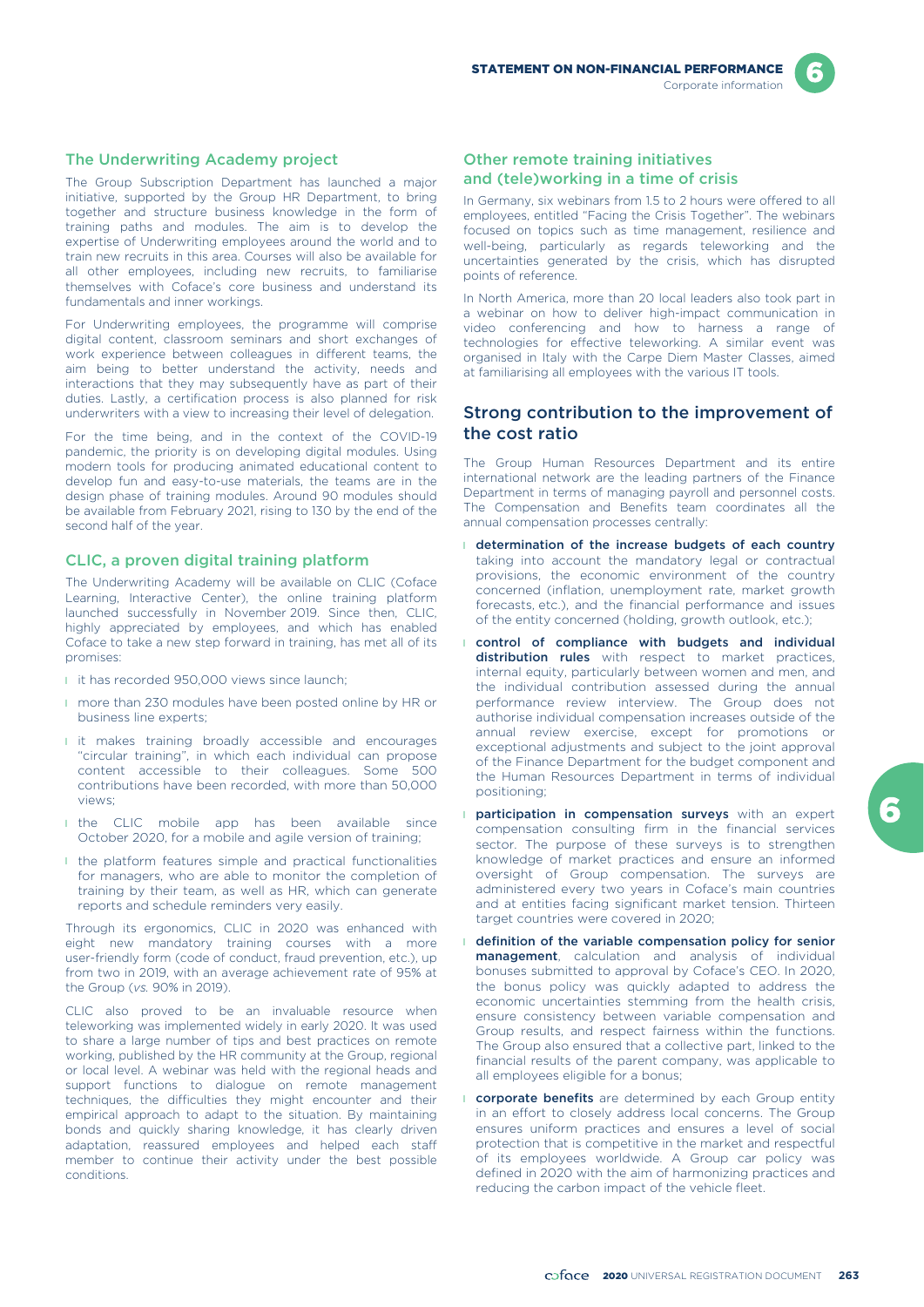### The Underwriting Academy project

The Group Subscription Department has launched a major initiative, supported by the Group HR Department, to bring together and structure business knowledge in the form of training paths and modules. The aim is to develop the expertise of Underwriting employees around the world and to train new recruits in this area. Courses will also be available for all other employees, including new recruits, to familiarise themselves with Coface's core business and understand its fundamentals and inner workings.

For Underwriting employees, the programme will comprise digital content, classroom seminars and short exchanges of work experience between colleagues in different teams, the aim being to better understand the activity, needs and interactions that they may subsequently have as part of their duties. Lastly, a certification process is also planned for risk underwriters with a view to increasing their level of delegation.

For the time being, and in the context of the COVID-19 pandemic, the priority is on developing digital modules. Using modern tools for producing animated educational content to develop fun and easy-to-use materials, the teams are in the design phase of training modules. Around 90 modules should be available from February 2021, rising to 130 by the end of the second half of the year.

### CLIC, a proven digital training platform

The Underwriting Academy will be available on CLIC (Coface Learning, Interactive Center), the online training platform launched successfully in November 2019. Since then, CLIC, highly appreciated by employees, and which has enabled Coface to take a new step forward in training, has met all of its promises:

- it has recorded 950,000 views since launch;
- more than 230 modules have been posted online by HR or business line experts;
- it makes training broadly accessible and encourages "circular training", in which each individual can propose content accessible to their colleagues. Some 500 contributions have been recorded, with more than 50,000 views;
- the CLIC mobile app has been available since October 2020, for a mobile and agile version of training;
- the platform features simple and practical functionalities for managers, who are able to monitor the completion of training by their team, as well as HR, which can generate reports and schedule reminders very easily.

Through its ergonomics, CLIC in 2020 was enhanced with eight new mandatory training courses with a more user-friendly form (code of conduct, fraud prevention, etc.), up from two in 2019, with an average achievement rate of 95% at the Group (*vs.* 90% in 2019).

CLIC also proved to be an invaluable resource when teleworking was implemented widely in early 2020. It was used to share a large number of tips and best practices on remote working, published by the HR community at the Group, regional or local level. A webinar was held with the regional heads and support functions to dialogue on remote management techniques, the difficulties they might encounter and their empirical approach to adapt to the situation. By maintaining bonds and quickly sharing knowledge, it has clearly driven adaptation, reassured employees and helped each staff member to continue their activity under the best possible conditions.

### Other remote training initiatives and (tele)working in a time of crisis

In Germany, six webinars from 1.5 to 2 hours were offered to all employees, entitled "Facing the Crisis Together". The webinars focused on topics such as time management, resilience and well-being, particularly as regards teleworking and the uncertainties generated by the crisis, which has disrupted points of reference.

In North America, more than 20 local leaders also took part in a webinar on how to deliver high-impact communication in video conferencing and how to harness a range of technologies for effective teleworking. A similar event was organised in Italy with the Carpe Diem Master Classes, aimed at familiarising all employees with the various IT tools.

## Strong contribution to the improvement of the cost ratio

The Group Human Resources Department and its entire international network are the leading partners of the Finance Department in terms of managing payroll and personnel costs. The Compensation and Benefits team coordinates all the annual compensation processes centrally:

- **determination of the increase budgets of each country** taking into account the mandatory legal or contractual provisions, the economic environment of the country concerned (inflation, unemployment rate, market growth forecasts, etc.), and the financial performance and issues of the entity concerned (holding, growth outlook, etc.);
- **control of compliance with budgets and individual distribution rules** with respect to market practices, internal equity, particularly between women and men, and the individual contribution assessed during the annual performance review interview. The Group does not authorise individual compensation increases outside of the annual review exercise, except for promotions or exceptional adjustments and subject to the joint approval of the Finance Department for the budget component and the Human Resources Department in terms of individual positioning;
- **participation in compensation surveys** with an expert compensation consulting firm in the financial services sector. The purpose of these surveys is to strengthen knowledge of market practices and ensure an informed oversight of Group compensation. The surveys are administered every two years in Coface's main countries and at entities facing significant market tension. Thirteen target countries were covered in 2020;
- **definition of the variable compensation policy for senior management**, calculation and analysis of individual bonuses submitted to approval by Coface's CEO. In 2020, the bonus policy was quickly adapted to address the economic uncertainties stemming from the health crisis, ensure consistency between variable compensation and Group results, and respect fairness within the functions. The Group also ensured that a collective part, linked to the financial results of the parent company, was applicable to all employees eligible for a bonus;
- **corporate benefits** are determined by each Group entity in an effort to closely address local concerns. The Group ensures uniform practices and ensures a level of social protection that is competitive in the market and respectful of its employees worldwide. A Group car policy was defined in 2020 with the aim of harmonizing practices and reducing the carbon impact of the vehicle fleet.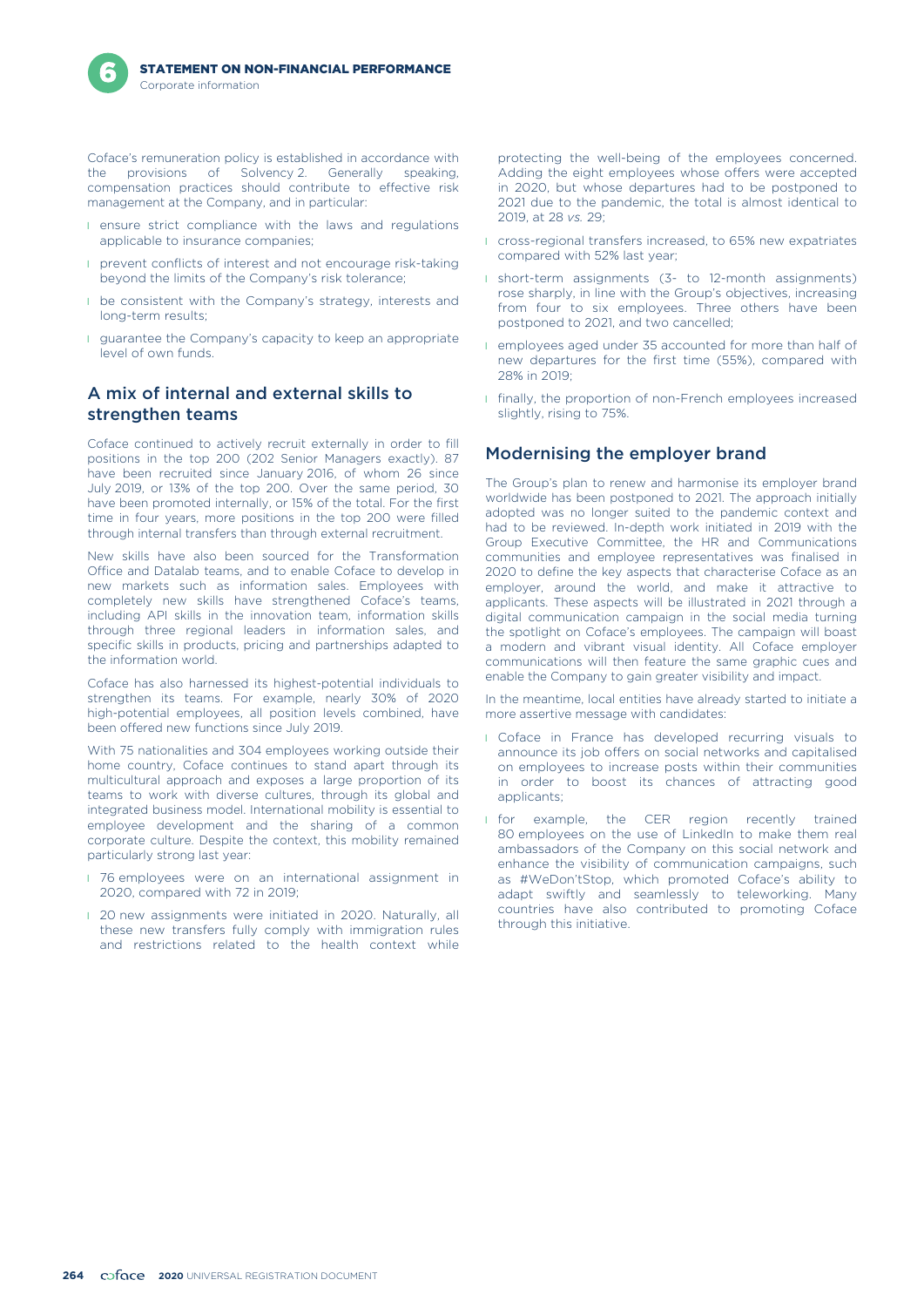Coface's remuneration policy is established in accordance with the provisions of Solvency 2. Generally speaking, compensation practices should contribute to effective risk management at the Company, and in particular:

- ensure strict compliance with the laws and regulations applicable to insurance companies;
- prevent conflicts of interest and not encourage risk-taking beyond the limits of the Company's risk tolerance;
- be consistent with the Company's strategy, interests and long-term results;
- guarantee the Company's capacity to keep an appropriate level of own funds.

## A mix of internal and external skills to strengthen teams

Coface continued to actively recruit externally in order to fill positions in the top 200 (202 Senior Managers exactly). 87 have been recruited since January 2016, of whom 26 since July 2019, or 13% of the top 200. Over the same period, 30 have been promoted internally, or 15% of the total. For the first time in four years, more positions in the top 200 were filled through internal transfers than through external recruitment.

New skills have also been sourced for the Transformation Office and Datalab teams, and to enable Coface to develop in new markets such as information sales. Employees with completely new skills have strengthened Coface's teams, including API skills in the innovation team, information skills through three regional leaders in information sales, and specific skills in products, pricing and partnerships adapted to the information world.

Coface has also harnessed its highest-potential individuals to strengthen its teams. For example, nearly 30% of 2020 high-potential employees, all position levels combined, have been offered new functions since July 2019.

With 75 nationalities and 304 employees working outside their home country, Coface continues to stand apart through its multicultural approach and exposes a large proportion of its teams to work with diverse cultures, through its global and integrated business model. International mobility is essential to employee development and the sharing of a common corporate culture. Despite the context, this mobility remained particularly strong last year:

- 76 employees were on an international assignment in 2020, compared with 72 in 2019;
- 20 new assignments were initiated in 2020. Naturally, all these new transfers fully comply with immigration rules and restrictions related to the health context while protecting the well-being of the employees concerned. Adding the eight employees whose offers were accepted in 2020, but whose departures had to be postponed to 2021 due to the pandemic, the total is almost identical to 2019, at 28 *vs.* 29;
- cross-regional transfers increased, to 65% new expatriates compared with 52% last year;
- short-term assignments (3- to 12-month assignments) rose sharply, in line with the Group's objectives, increasing from four to six employees. Three others have been postponed to 2021, and two cancelled;
- employees aged under 35 accounted for more than half of new departures for the first time (55%), compared with 28% in 2019;
- finally, the proportion of non-French employees increased slightly, rising to 75%.

## Modernising the employer brand

The Group's plan to renew and harmonise its employer brand worldwide has been postponed to 2021. The approach initially adopted was no longer suited to the pandemic context and had to be reviewed. In-depth work initiated in 2019 with the Group Executive Committee, the HR and Communications communities and employee representatives was finalised in 2020 to define the key aspects that characterise Coface as an employer, around the world, and make it attractive to applicants. These aspects will be illustrated in 2021 through a digital communication campaign in the social media turning the spotlight on Coface's employees. The campaign will boast a modern and vibrant visual identity. All Coface employer communications will then feature the same graphic cues and enable the Company to gain greater visibility and impact.

In the meantime, local entities have already started to initiate a more assertive message with candidates:

- Coface in France has developed recurring visuals to announce its job offers on social networks and capitalised on employees to increase posts within their communities in order to boost its chances of attracting good applicants;
- for example, the CER region recently trained 80 employees on the use of LinkedIn to make them real ambassadors of the Company on this social network and enhance the visibility of communication campaigns, such as #WeDon'tStop, which promoted Coface's ability to adapt swiftly and seamlessly to teleworking. Many countries have also contributed to promoting Coface through this initiative.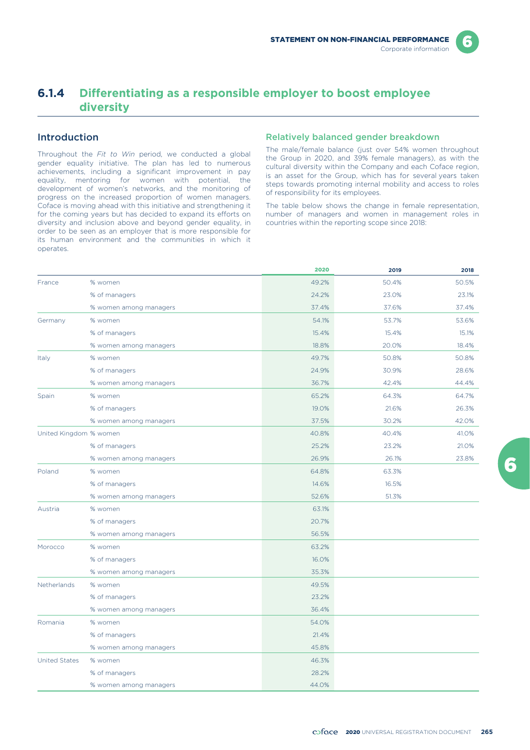## 6.1.4 Differentiating as a responsible employer to boost employee diversity

### Introduction

Throughout the *Fit to Win* period, we conducted a global gender equality initiative. The plan has led to numerous achievements, including a significant improvement in pay equality, mentoring for women with potential, the development of women's networks, and the monitoring of progress on the increased proportion of women managers. Coface is moving ahead with this initiative and strengthening it for the coming years but has decided to expand its efforts on diversity and inclusion above and beyond gender equality, in order to be seen as an employer that is more responsible for its human environment and the communities in which it operates.

### Relatively balanced gender breakdown

The male/female balance (just over 54% women throughout the Group in 2020, and 39% female managers), as with the cultural diversity within the Company and each Coface region, is an asset for the Group, which has for several years taken steps towards promoting internal mobility and access to roles of responsibility for its employees.

The table below shows the change in female representation, number of managers and women in management roles in countries within the reporting scope since 2018:

| | | 2020 | 2019 | 2018 |
|---|---|---|---|---|
| France | % women | 49.2% | 50.4% | 50.5% |
| | % of managers | 24.2% | 23.0% | 23.1% |
| | % women among managers | 37.4% | 37.6% | 37.4% |
| Germany | % women | 54.1% | 53.7% | 53.6% |
| | % of managers | 15.4% | 15.4% | 15.1% |
| | % women among managers | 18.8% | 20.0% | 18.4% |
| Italy | % women | 49.7% | 50.8% | 50.8% |
| | % of managers | 24.9% | 30.9% | 28.6% |
| | % women among managers | 36.7% | 42.4% | 44.4% |
| Spain | % women | 65.2% | 64.3% | 64.7% |
| | % of managers | 19.0% | 21.6% | 26.3% |
| | % women among managers | 37.5% | 30.2% | 42.0% |
| United Kingdom | % women | 40.8% | 40.4% | 41.0% |
| | % of managers | 25.2% | 23.2% | 21.0% |
| | % women among managers | 26.9% | 26.1% | 23.8% |
| Poland | % women | 64.8% | 63.3% | |
| | % of managers | 14.6% | 16.5% | |
| | % women among managers | 52.6% | 51.3% | |
| Austria | % women | 63.1% | | |
| | % of managers | 20.7% | | |
| | % women among managers | 56.5% | | |
| Morocco | % women | 63.2% | | |
| | % of managers | 16.0% | | |
| | % women among managers | 35.3% | | |
| Netherlands | % women | 49.5% | | |
| | % of managers | 23.2% | | |
| | % women among managers | 36.4% | | |
| Romania | % women | 54.0% | | |
| | % of managers | 21.4% | | |
| | % women among managers | 45.8% | | |
| United States | % women | 46.3% | | |
| | % of managers | 28.2% | | |
| | % women among managers | 44.0% | | |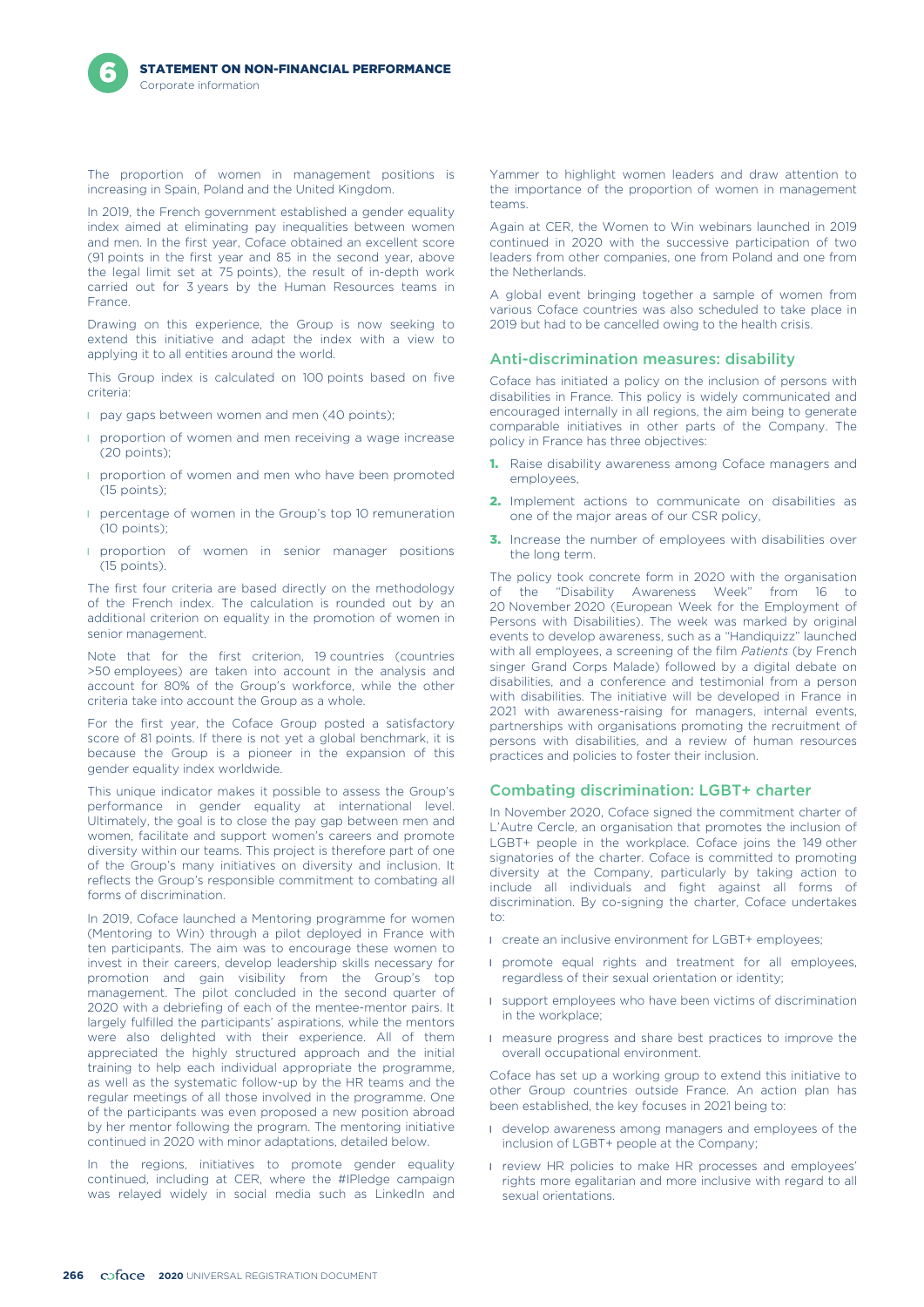The proportion of women in management positions is increasing in Spain, Poland and the United Kingdom.

In 2019, the French government established a gender equality index aimed at eliminating pay inequalities between women and men. In the first year, Coface obtained an excellent score (91 points in the first year and 85 in the second year, above the legal limit set at 75 points), the result of in-depth work carried out for 3 years by the Human Resources teams in France.

Drawing on this experience, the Group is now seeking to extend this initiative and adapt the index with a view to applying it to all entities around the world.

This Group index is calculated on 100 points based on five criteria:

- pay gaps between women and men (40 points);
- proportion of women and men receiving a wage increase (20 points);
- proportion of women and men who have been promoted (15 points);
- percentage of women in the Group's top 10 remuneration (10 points);
- proportion of women in senior manager positions (15 points).

The first four criteria are based directly on the methodology of the French index. The calculation is rounded out by an additional criterion on equality in the promotion of women in senior management.

Note that for the first criterion, 19 countries (countries >50 employees) are taken into account in the analysis and account for 80% of the Group's workforce, while the other criteria take into account the Group as a whole.

For the first year, the Coface Group posted a satisfactory score of 81 points. If there is not yet a global benchmark, it is because the Group is a pioneer in the expansion of this gender equality index worldwide.

This unique indicator makes it possible to assess the Group's performance in gender equality at international level. Ultimately, the goal is to close the pay gap between men and women, facilitate and support women's careers and promote diversity within our teams. This project is therefore part of one of the Group's many initiatives on diversity and inclusion. It reflects the Group's responsible commitment to combating all forms of discrimination.

In 2019, Coface launched a Mentoring programme for women (Mentoring to Win) through a pilot deployed in France with ten participants. The aim was to encourage these women to invest in their careers, develop leadership skills necessary for promotion and gain visibility from the Group's top management. The pilot concluded in the second quarter of 2020 with a debriefing of each of the mentee-mentor pairs. It largely fulfilled the participants' aspirations, while the mentors were also delighted with their experience. All of them appreciated the highly structured approach and the initial training to help each individual appropriate the programme, as well as the systematic follow-up by the HR teams and the regular meetings of all those involved in the programme. One of the participants was even proposed a new position abroad by her mentor following the program. The mentoring initiative continued in 2020 with minor adaptations, detailed below.

In the regions, initiatives to promote gender equality continued, including at CER, where the #IPledge campaign was relayed widely in social media such as LinkedIn and Yammer to highlight women leaders and draw attention to the importance of the proportion of women in management teams.

Again at CER, the Women to Win webinars launched in 2019 continued in 2020 with the successive participation of two leaders from other companies, one from Poland and one from the Netherlands.

A global event bringing together a sample of women from various Coface countries was also scheduled to take place in 2019 but had to be cancelled owing to the health crisis.

## Anti-discrimination measures: disability

Coface has initiated a policy on the inclusion of persons with disabilities in France. This policy is widely communicated and encouraged internally in all regions, the aim being to generate comparable initiatives in other parts of the Company. The policy in France has three objectives:

1. Raise disability awareness among Coface managers and employees,
2. Implement actions to communicate on disabilities as one of the major areas of our CSR policy,
3. Increase the number of employees with disabilities over the long term.

The policy took concrete form in 2020 with the organisation of the "Disability Awareness Week" from 16 to 20 November 2020 (European Week for the Employment of Persons with Disabilities). The week was marked by original events to develop awareness, such as a "Handiquizz" launched with all employees, a screening of the film *Patients* (by French singer Grand Corps Malade) followed by a digital debate on disabilities, and a conference and testimonial from a person with disabilities. The initiative will be developed in France in 2021 with awareness-raising for managers, internal events, partnerships with organisations promoting the recruitment of persons with disabilities, and a review of human resources practices and policies to foster their inclusion.

## Combating discrimination: LGBT+ charter

In November 2020, Coface signed the commitment charter of L'Autre Cercle, an organisation that promotes the inclusion of LGBT+ people in the workplace. Coface joins the 149 other signatories of the charter. Coface is committed to promoting diversity at the Company, particularly by taking action to include all individuals and fight against all forms of discrimination. By co-signing the charter, Coface undertakes to:

- create an inclusive environment for LGBT+ employees;
- promote equal rights and treatment for all employees, regardless of their sexual orientation or identity;
- support employees who have been victims of discrimination in the workplace;
- measure progress and share best practices to improve the overall occupational environment.

Coface has set up a working group to extend this initiative to other Group countries outside France. An action plan has been established, the key focuses in 2021 being to:

- develop awareness among managers and employees of the inclusion of LGBT+ people at the Company;
- review HR policies to make HR processes and employees' rights more egalitarian and more inclusive with regard to all sexual orientations.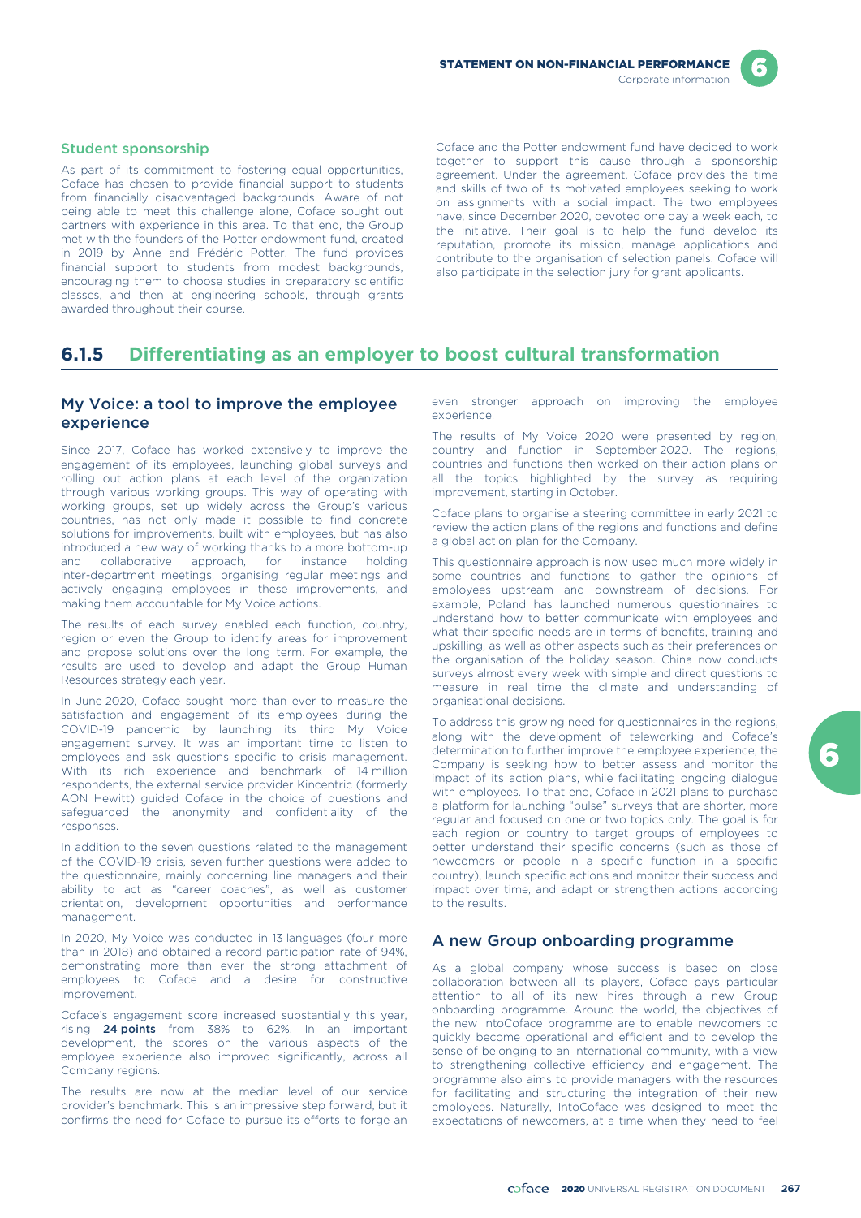### Student sponsorship

As part of its commitment to fostering equal opportunities, Coface has chosen to provide financial support to students from financially disadvantaged backgrounds. Aware of not being able to meet this challenge alone, Coface sought out partners with experience in this area. To that end, the Group met with the founders of the Potter endowment fund, created in 2019 by Anne and Frédéric Potter. The fund provides financial support to students from modest backgrounds, encouraging them to choose studies in preparatory scientific classes, and then at engineering schools, through grants awarded throughout their course.

Coface and the Potter endowment fund have decided to work together to support this cause through a sponsorship agreement. Under the agreement, Coface provides the time and skills of two of its motivated employees seeking to work on assignments with a social impact. The two employees have, since December 2020, devoted one day a week each, to the initiative. Their goal is to help the fund develop its reputation, promote its mission, manage applications and contribute to the organisation of selection panels. Coface will also participate in the selection jury for grant applicants.

## 6.1.5 Differentiating as an employer to boost cultural transformation

### My Voice: a tool to improve the employee experience

Since 2017, Coface has worked extensively to improve the engagement of its employees, launching global surveys and rolling out action plans at each level of the organization through various working groups. This way of operating with working groups, set up widely across the Group's various countries, has not only made it possible to find concrete solutions for improvements, built with employees, but has also introduced a new way of working thanks to a more bottom-up and collaborative approach, for instance holding inter-department meetings, organising regular meetings and actively engaging employees in these improvements, and making them accountable for My Voice actions.

The results of each survey enabled each function, country, region or even the Group to identify areas for improvement and propose solutions over the long term. For example, the results are used to develop and adapt the Group Human Resources strategy each year.

In June 2020, Coface sought more than ever to measure the satisfaction and engagement of its employees during the COVID-19 pandemic by launching its third My Voice engagement survey. It was an important time to listen to employees and ask questions specific to crisis management. With its rich experience and benchmark of 14 million respondents, the external service provider Kincentric (formerly AON Hewitt) guided Coface in the choice of questions and safeguarded the anonymity and confidentiality of the responses.

In addition to the seven questions related to the management of the COVID-19 crisis, seven further questions were added to the questionnaire, mainly concerning line managers and their ability to act as "career coaches", as well as customer orientation, development opportunities and performance management.

In 2020, My Voice was conducted in 13 languages (four more than in 2018) and obtained a record participation rate of 94%, demonstrating more than ever the strong attachment of employees to Coface and a desire for constructive improvement.

Coface's engagement score increased substantially this year, rising **24 points** from 38% to 62%. In an important development, the scores on the various aspects of the employee experience also improved significantly, across all Company regions.

The results are now at the median level of our service provider's benchmark. This is an impressive step forward, but it confirms the need for Coface to pursue its efforts to forge an even stronger approach on improving the employee experience.

The results of My Voice 2020 were presented by region, country and function in September 2020. The regions, countries and functions then worked on their action plans on all the topics highlighted by the survey as requiring improvement, starting in October.

Coface plans to organise a steering committee in early 2021 to review the action plans of the regions and functions and define a global action plan for the Company.

This questionnaire approach is now used much more widely in some countries and functions to gather the opinions of employees upstream and downstream of decisions. For example, Poland has launched numerous questionnaires to understand how to better communicate with employees and what their specific needs are in terms of benefits, training and upskilling, as well as other aspects such as their preferences on the organisation of the holiday season. China now conducts surveys almost every week with simple and direct questions to measure in real time the climate and understanding of organisational decisions.

To address this growing need for questionnaires in the regions, along with the development of teleworking and Coface's determination to further improve the employee experience, the Company is seeking how to better assess and monitor the impact of its action plans, while facilitating ongoing dialogue with employees. To that end, Coface in 2021 plans to purchase a platform for launching "pulse" surveys that are shorter, more regular and focused on one or two topics only. The goal is for each region or country to target groups of employees to better understand their specific concerns (such as those of newcomers or people in a specific function in a specific country), launch specific actions and monitor their success and impact over time, and adapt or strengthen actions according to the results.

### A new Group onboarding programme

As a global company whose success is based on close collaboration between all its players, Coface pays particular attention to all of its new hires through a new Group onboarding programme. Around the world, the objectives of the new IntoCoface programme are to enable newcomers to quickly become operational and efficient and to develop the sense of belonging to an international community, with a view to strengthening collective efficiency and engagement. The programme also aims to provide managers with the resources for facilitating and structuring the integration of their new employees. Naturally, IntoCoface was designed to meet the expectations of newcomers, at a time when they need to feel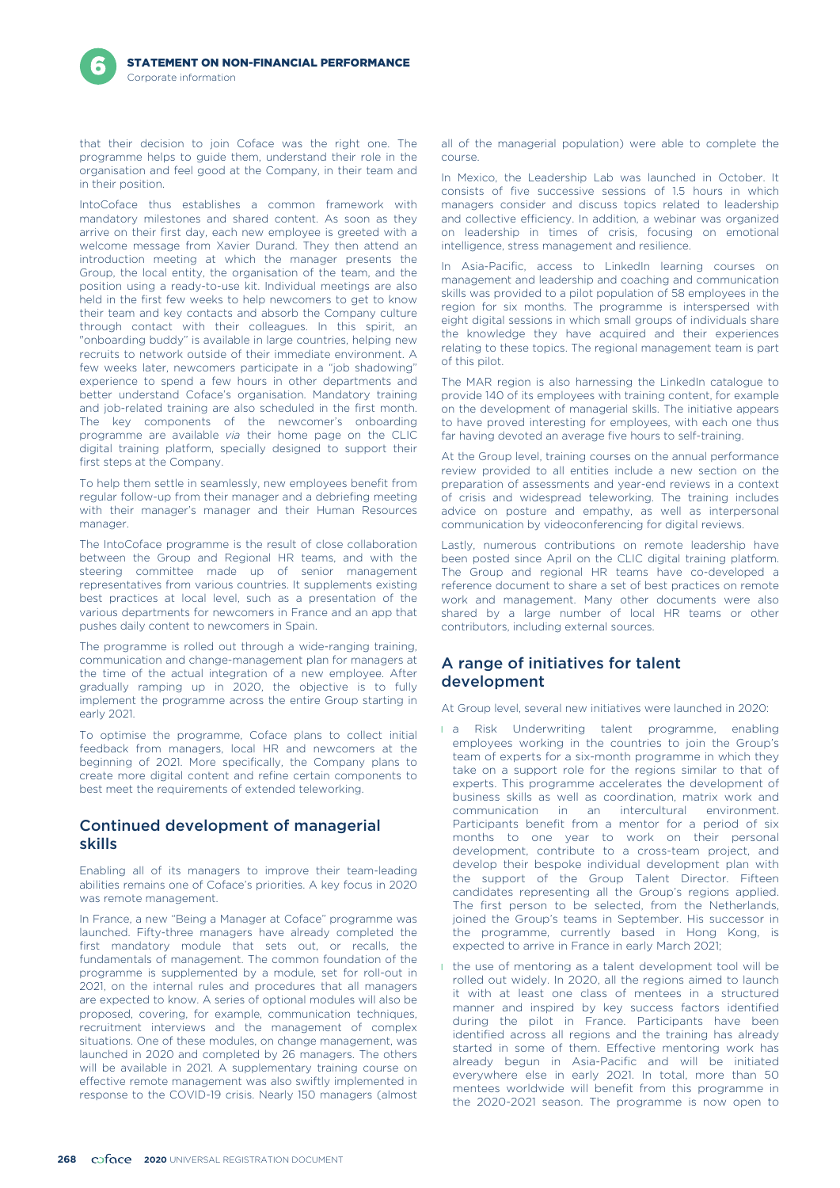that their decision to join Coface was the right one. The programme helps to guide them, understand their role in the organisation and feel good at the Company, in their team and in their position.

IntoCoface thus establishes a common framework with mandatory milestones and shared content. As soon as they arrive on their first day, each new employee is greeted with a welcome message from Xavier Durand. They then attend an introduction meeting at which the manager presents the Group, the local entity, the organisation of the team, and the position using a ready-to-use kit. Individual meetings are also held in the first few weeks to help newcomers to get to know their team and key contacts and absorb the Company culture through contact with their colleagues. In this spirit, an "onboarding buddy" is available in large countries, helping new recruits to network outside of their immediate environment. A few weeks later, newcomers participate in a "job shadowing" experience to spend a few hours in other departments and better understand Coface's organisation. Mandatory training and job-related training are also scheduled in the first month. The key components of the newcomer's onboarding programme are available *via* their home page on the CLIC digital training platform, specially designed to support their first steps at the Company.

To help them settle in seamlessly, new employees benefit from regular follow-up from their manager and a debriefing meeting with their manager's manager and their Human Resources manager.

The IntoCoface programme is the result of close collaboration between the Group and Regional HR teams, and with the steering committee made up of senior management representatives from various countries. It supplements existing best practices at local level, such as a presentation of the various departments for newcomers in France and an app that pushes daily content to newcomers in Spain.

The programme is rolled out through a wide-ranging training, communication and change-management plan for managers at the time of the actual integration of a new employee. After gradually ramping up in 2020, the objective is to fully implement the programme across the entire Group starting in early 2021.

To optimise the programme, Coface plans to collect initial feedback from managers, local HR and newcomers at the beginning of 2021. More specifically, the Company plans to create more digital content and refine certain components to best meet the requirements of extended teleworking.

## Continued development of managerial skills

Enabling all of its managers to improve their team-leading abilities remains one of Coface's priorities. A key focus in 2020 was remote management.

In France, a new "Being a Manager at Coface" programme was launched. Fifty-three managers have already completed the first mandatory module that sets out, or recalls, the fundamentals of management. The common foundation of the programme is supplemented by a module, set for roll-out in 2021, on the internal rules and procedures that all managers are expected to know. A series of optional modules will also be proposed, covering, for example, communication techniques, recruitment interviews and the management of complex situations. One of these modules, on change management, was launched in 2020 and completed by 26 managers. The others will be available in 2021. A supplementary training course on effective remote management was also swiftly implemented in response to the COVID-19 crisis. Nearly 150 managers (almost all of the managerial population) were able to complete the course.

In Mexico, the Leadership Lab was launched in October. It consists of five successive sessions of 1.5 hours in which managers consider and discuss topics related to leadership and collective efficiency. In addition, a webinar was organized on leadership in times of crisis, focusing on emotional intelligence, stress management and resilience.

In Asia-Pacific, access to LinkedIn learning courses on management and leadership and coaching and communication skills was provided to a pilot population of 58 employees in the region for six months. The programme is interspersed with eight digital sessions in which small groups of individuals share the knowledge they have acquired and their experiences relating to these topics. The regional management team is part of this pilot.

The MAR region is also harnessing the LinkedIn catalogue to provide 140 of its employees with training content, for example on the development of managerial skills. The initiative appears to have proved interesting for employees, with each one thus far having devoted an average five hours to self-training.

At the Group level, training courses on the annual performance review provided to all entities include a new section on the preparation of assessments and year-end reviews in a context of crisis and widespread teleworking. The training includes advice on posture and empathy, as well as interpersonal communication by videoconferencing for digital reviews.

Lastly, numerous contributions on remote leadership have been posted since April on the CLIC digital training platform. The Group and regional HR teams have co-developed a reference document to share a set of best practices on remote work and management. Many other documents were also shared by a large number of local HR teams or other contributors, including external sources.

## A range of initiatives for talent development

At Group level, several new initiatives were launched in 2020:

- a Risk Underwriting talent programme, enabling employees working in the countries to join the Group's team of experts for a six-month programme in which they take on a support role for the regions similar to that of experts. This programme accelerates the development of business skills as well as coordination, matrix work and communication in an intercultural environment. Participants benefit from a mentor for a period of six months to one year to work on their personal development, contribute to a cross-team project, and develop their bespoke individual development plan with the support of the Group Talent Director. Fifteen candidates representing all the Group's regions applied. The first person to be selected, from the Netherlands, joined the Group's teams in September. His successor in the programme, currently based in Hong Kong, is expected to arrive in France in early March 2021;
- the use of mentoring as a talent development tool will be rolled out widely. In 2020, all the regions aimed to launch it with at least one class of mentees in a structured manner and inspired by key success factors identified during the pilot in France. Participants have been identified across all regions and the training has already started in some of them. Effective mentoring work has already begun in Asia-Pacific and will be initiated everywhere else in early 2021. In total, more than 50 mentees worldwide will benefit from this programme in the 2020-2021 season. The programme is now open to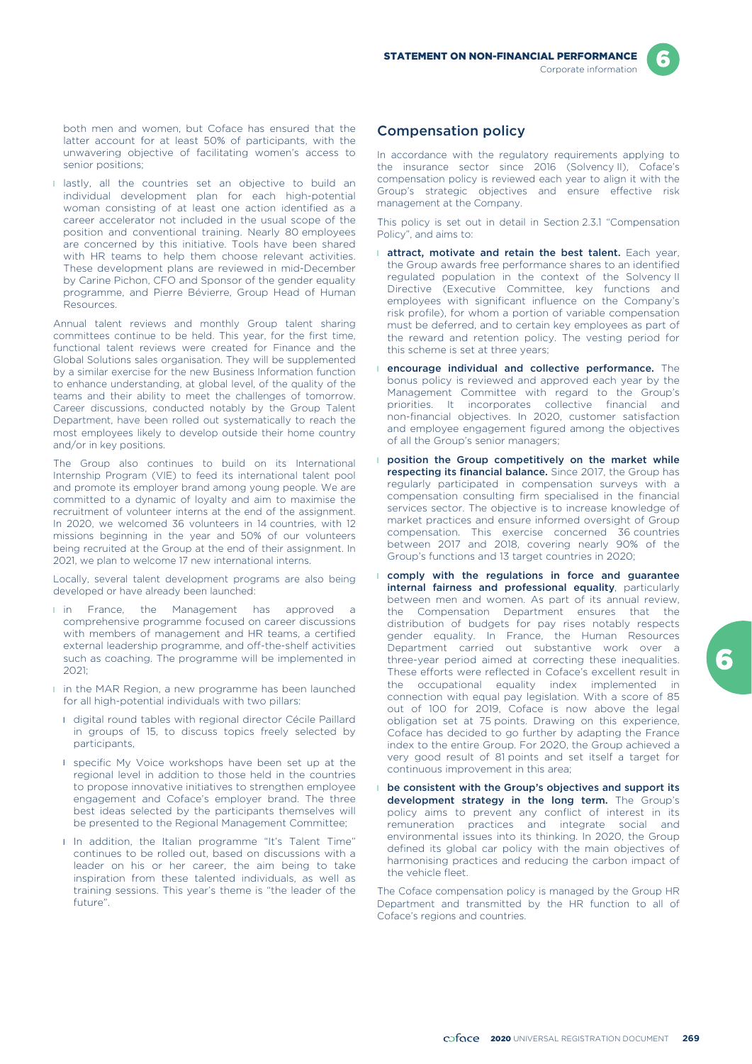both men and women, but Coface has ensured that the latter account for at least 50% of participants, with the unwavering objective of facilitating women's access to senior positions;

- lastly, all the countries set an objective to build an individual development plan for each high-potential woman consisting of at least one action identified as a career accelerator not included in the usual scope of the position and conventional training. Nearly 80 employees are concerned by this initiative. Tools have been shared with HR teams to help them choose relevant activities. These development plans are reviewed in mid-December by Carine Pichon, CFO and Sponsor of the gender equality programme, and Pierre Bévierre, Group Head of Human Resources.

Annual talent reviews and monthly Group talent sharing committees continue to be held. This year, for the first time, functional talent reviews were created for Finance and the Global Solutions sales organisation. They will be supplemented by a similar exercise for the new Business Information function to enhance understanding, at global level, of the quality of the teams and their ability to meet the challenges of tomorrow. Career discussions, conducted notably by the Group Talent Department, have been rolled out systematically to reach the most employees likely to develop outside their home country and/or in key positions.

The Group also continues to build on its International Internship Program (VIE) to feed its international talent pool and promote its employer brand among young people. We are committed to a dynamic of loyalty and aim to maximise the recruitment of volunteer interns at the end of the assignment. In 2020, we welcomed 36 volunteers in 14 countries, with 12 missions beginning in the year and 50% of our volunteers being recruited at the Group at the end of their assignment. In 2021, we plan to welcome 17 new international interns.

Locally, several talent development programs are also being developed or have already been launched:

- in France, the Management has approved a comprehensive programme focused on career discussions with members of management and HR teams, a certified external leadership programme, and off-the-shelf activities such as coaching. The programme will be implemented in 2021;
- in the MAR Region, a new programme has been launched for all high-potential individuals with two pillars:
  - digital round tables with regional director Cécile Paillard in groups of 15, to discuss topics freely selected by participants,
  - specific My Voice workshops have been set up at the regional level in addition to those held in the countries to propose innovative initiatives to strengthen employee engagement and Coface's employer brand. The three best ideas selected by the participants themselves will be presented to the Regional Management Committee;
  - In addition, the Italian programme "It's Talent Time" continues to be rolled out, based on discussions with a leader on his or her career, the aim being to take inspiration from these talented individuals, as well as training sessions. This year's theme is "the leader of the future".

## Compensation policy

In accordance with the regulatory requirements applying to the insurance sector since 2016 (Solvency II), Coface's compensation policy is reviewed each year to align it with the Group's strategic objectives and ensure effective risk management at the Company.

This policy is set out in detail in Section 2.3.1 "Compensation Policy", and aims to:

- **attract, motivate and retain the best talent.** Each year, the Group awards free performance shares to an identified regulated population in the context of the Solvency II Directive (Executive Committee, key functions and employees with significant influence on the Company's risk profile), for whom a portion of variable compensation must be deferred, and to certain key employees as part of the reward and retention policy. The vesting period for this scheme is set at three years;
- **encourage individual and collective performance.** The bonus policy is reviewed and approved each year by the Management Committee with regard to the Group's priorities. It incorporates collective financial and non-financial objectives. In 2020, customer satisfaction and employee engagement figured among the objectives of all the Group's senior managers;
- **position the Group competitively on the market while respecting its financial balance.** Since 2017, the Group has regularly participated in compensation surveys with a compensation consulting firm specialised in the financial services sector. The objective is to increase knowledge of market practices and ensure informed oversight of Group compensation. This exercise concerned 36 countries between 2017 and 2018, covering nearly 90% of the Group's functions and 13 target countries in 2020;
- **comply with the regulations in force and guarantee internal fairness and professional equality**, particularly between men and women. As part of its annual review, the Compensation Department ensures that the distribution of budgets for pay rises notably respects gender equality. In France, the Human Resources Department carried out substantive work over a three-year period aimed at correcting these inequalities. These efforts were reflected in Coface's excellent result in the occupational equality index implemented in connection with equal pay legislation. With a score of 85 out of 100 for 2019, Coface is now above the legal obligation set at 75 points. Drawing on this experience, Coface has decided to go further by adapting the France index to the entire Group. For 2020, the Group achieved a very good result of 81 points and set itself a target for continuous improvement in this area;
- **be consistent with the Group's objectives and support its development strategy in the long term.** The Group's policy aims to prevent any conflict of interest in its remuneration practices and integrate social and environmental issues into its thinking. In 2020, the Group defined its global car policy with the main objectives of harmonising practices and reducing the carbon impact of the vehicle fleet.

The Coface compensation policy is managed by the Group HR Department and transmitted by the HR function to all of Coface's regions and countries.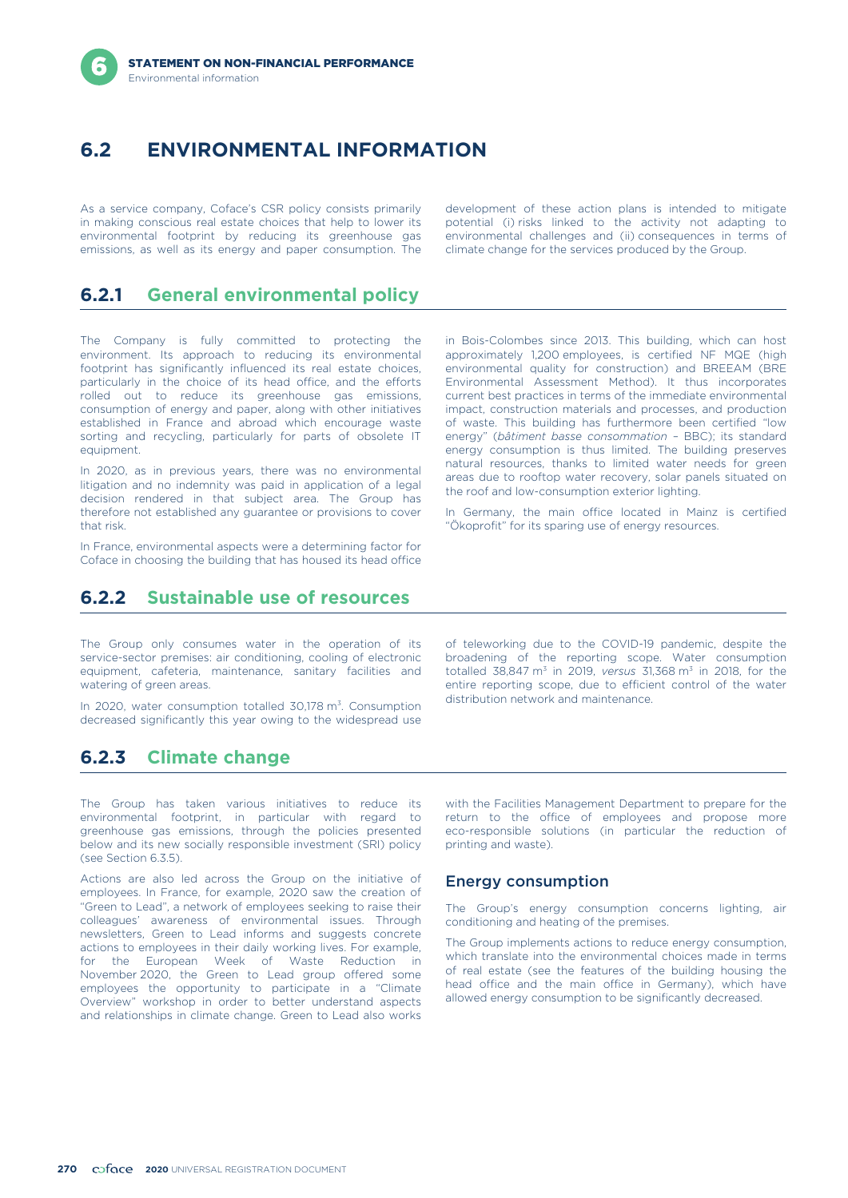## 6.2 ENVIRONMENTAL INFORMATION

As a service company, Coface's CSR policy consists primarily in making conscious real estate choices that help to lower its environmental footprint by reducing its greenhouse gas emissions, as well as its energy and paper consumption. The development of these action plans is intended to mitigate potential (i) risks linked to the activity not adapting to environmental challenges and (ii) consequences in terms of climate change for the services produced by the Group.

### 6.2.1 General environmental policy

The Company is fully committed to protecting the environment. Its approach to reducing its environmental footprint has significantly influenced its real estate choices, particularly in the choice of its head office, and the efforts rolled out to reduce its greenhouse gas emissions, consumption of energy and paper, along with other initiatives established in France and abroad which encourage waste sorting and recycling, particularly for parts of obsolete IT equipment.

In 2020, as in previous years, there was no environmental litigation and no indemnity was paid in application of a legal decision rendered in that subject area. The Group has therefore not established any guarantee or provisions to cover that risk.

In France, environmental aspects were a determining factor for Coface in choosing the building that has housed its head office in Bois-Colombes since 2013. This building, which can host approximately 1,200 employees, is certified NF MQE (high environmental quality for construction) and BREEAM (BRE Environmental Assessment Method). It thus incorporates current best practices in terms of the immediate environmental impact, construction materials and processes, and production of waste. This building has furthermore been certified "low energy" (*bâtiment basse consommation* – BBC); its standard energy consumption is thus limited. The building preserves natural resources, thanks to limited water needs for green areas due to rooftop water recovery, solar panels situated on the roof and low-consumption exterior lighting.

In Germany, the main office located in Mainz is certified "Ökoprofit" for its sparing use of energy resources.

### 6.2.2 Sustainable use of resources

The Group only consumes water in the operation of its service-sector premises: air conditioning, cooling of electronic equipment, cafeteria, maintenance, sanitary facilities and watering of green areas.

In 2020, water consumption totalled 30,178 m$^3$. Consumption decreased significantly this year owing to the widespread use of teleworking due to the COVID-19 pandemic, despite the broadening of the reporting scope. Water consumption totalled 38,847 m$^3$ in 2019, *versus* 31,368 m$^3$ in 2018, for the entire reporting scope, due to efficient control of the water distribution network and maintenance.

### 6.2.3 Climate change

The Group has taken various initiatives to reduce its environmental footprint, in particular with regard to greenhouse gas emissions, through the policies presented below and its new socially responsible investment (SRI) policy (see Section 6.3.5).

Actions are also led across the Group on the initiative of employees. In France, for example, 2020 saw the creation of "Green to Lead", a network of employees seeking to raise their colleagues' awareness of environmental issues. Through newsletters, Green to Lead informs and suggests concrete actions to employees in their daily working lives. For example, for the European Week of Waste Reduction in November 2020, the Green to Lead group offered some employees the opportunity to participate in a "Climate Overview" workshop in order to better understand aspects and relationships in climate change. Green to Lead also works with the Facilities Management Department to prepare for the return to the office of employees and propose more eco-responsible solutions (in particular the reduction of printing and waste).

#### Energy consumption

The Group's energy consumption concerns lighting, air conditioning and heating of the premises.

The Group implements actions to reduce energy consumption, which translate into the environmental choices made in terms of real estate (see the features of the building housing the head office and the main office in Germany), which have allowed energy consumption to be significantly decreased.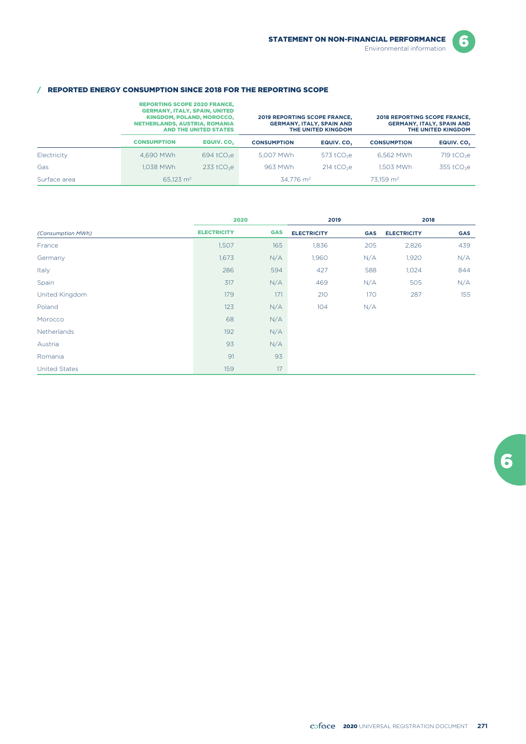## / REPORTED ENERGY CONSUMPTION SINCE 2018 FOR THE REPORTING SCOPE

| | REPORTING SCOPE 2020 FRANCE, GERMANY, ITALY, SPAIN, UNITED KINGDOM, POLAND, MOROCCO, NETHERLANDS, AUSTRIA, ROMANIA AND THE UNITED STATES | | 2019 REPORTING SCOPE FRANCE, GERMANY, ITALY, SPAIN AND THE UNITED KINGDOM | | 2018 REPORTING SCOPE FRANCE, GERMANY, ITALY, SPAIN AND THE UNITED KINGDOM | |
|---|---|---|---|---|---|---|
| | CONSUMPTION | EQUIV. $CO_2$ | CONSUMPTION | EQUIV. $CO_2$ | CONSUMPTION | EQUIV. $CO_2$ |
| Electricity | 4,690 MWh | 694 $tCO_2e$ | 5,007 MWh | 573 $tCO_2e$ | 6,562 MWh | 719 $tCO_2e$ |
| Gas | 1,038 MWh | 233 $tCO_2e$ | 963 MWh | 214 $tCO_2e$ | 1,503 MWh | 355 $tCO_2e$ |
| Surface area | 65,123 m² | | 34,776 m² | | 73,159 m² | |

| | 2020 | | 2019 | | 2018 | |
|---|---|---|---|---|---|---|
| *(Consumption MWh)* | ELECTRICITY | GAS | ELECTRICITY | GAS | ELECTRICITY | GAS |
| France | 1,507 | 165 | 1,836 | 205 | 2,826 | 439 |
| Germany | 1,673 | N/A | 1,960 | N/A | 1,920 | N/A |
| Italy | 286 | 594 | 427 | 588 | 1,024 | 844 |
| Spain | 317 | N/A | 469 | N/A | 505 | N/A |
| United Kingdom | 179 | 171 | 210 | 170 | 287 | 155 |
| Poland | 123 | N/A | 104 | N/A | | |
| Morocco | 68 | N/A | | | | |
| Netherlands | 192 | N/A | | | | |
| Austria | 93 | N/A | | | | |
| Romania | 91 | 93 | | | | |
| United States | 159 | 17 | | | | |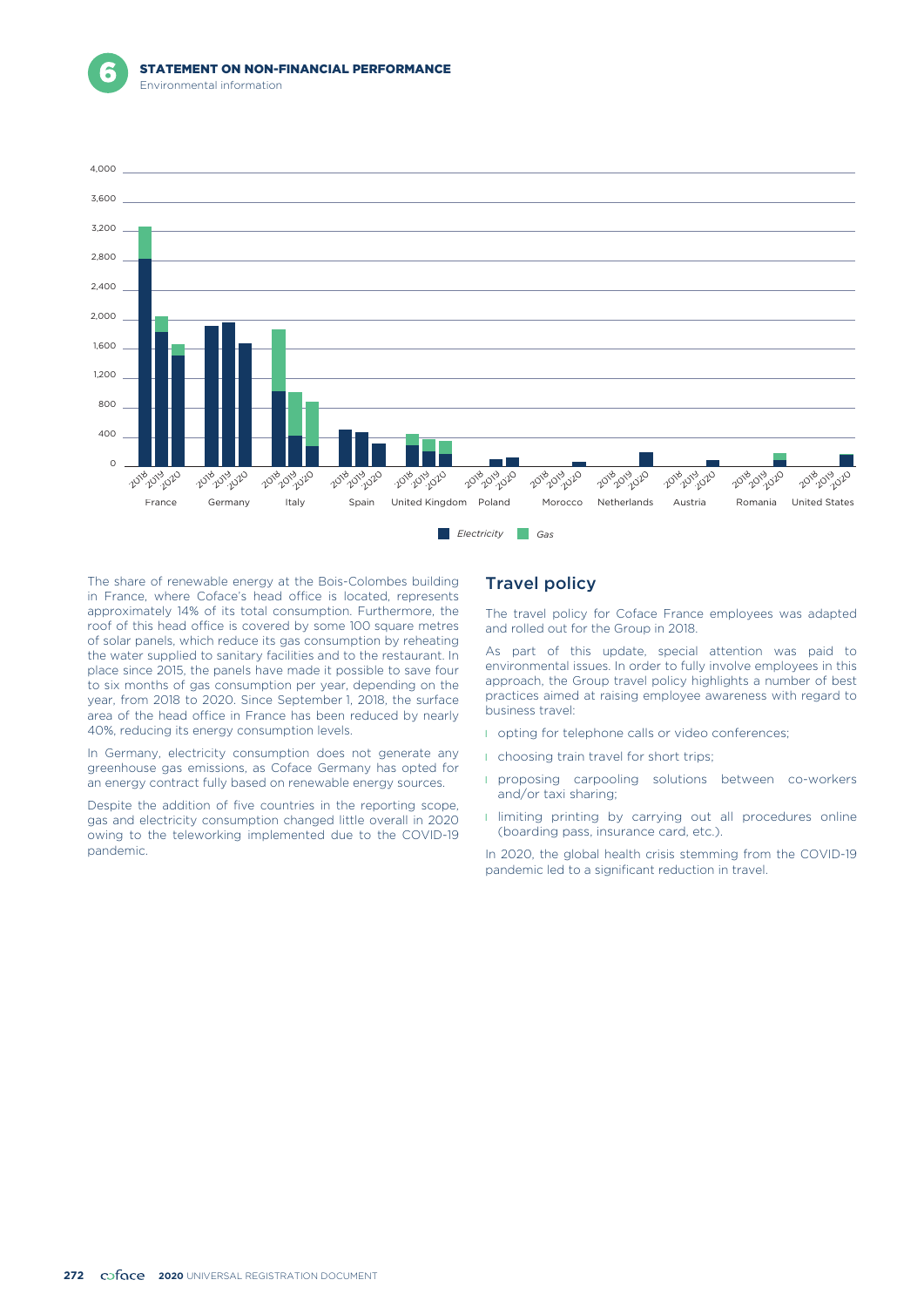The share of renewable energy at the Bois-Colombes building in France, where Coface's head office is located, represents approximately 14% of its total consumption. Furthermore, the roof of this head office is covered by some 100 square metres of solar panels, which reduce its gas consumption by reheating the water supplied to sanitary facilities and to the restaurant. In place since 2015, the panels have made it possible to save four to six months of gas consumption per year, depending on the year, from 2018 to 2020. Since September 1, 2018, the surface area of the head office in France has been reduced by nearly 40%, reducing its energy consumption levels.

In Germany, electricity consumption does not generate any greenhouse gas emissions, as Coface Germany has opted for an energy contract fully based on renewable energy sources.

Despite the addition of five countries in the reporting scope, gas and electricity consumption changed little overall in 2020 owing to the teleworking implemented due to the COVID-19 pandemic.

## Travel policy

The travel policy for Coface France employees was adapted and rolled out for the Group in 2018.

As part of this update, special attention was paid to environmental issues. In order to fully involve employees in this approach, the Group travel policy highlights a number of best practices aimed at raising employee awareness with regard to business travel:

- opting for telephone calls or video conferences;
- choosing train travel for short trips;
- proposing carpooling solutions between co-workers and/or taxi sharing;
- limiting printing by carrying out all procedures online (boarding pass, insurance card, etc.).

In 2020, the global health crisis stemming from the COVID-19 pandemic led to a significant reduction in travel.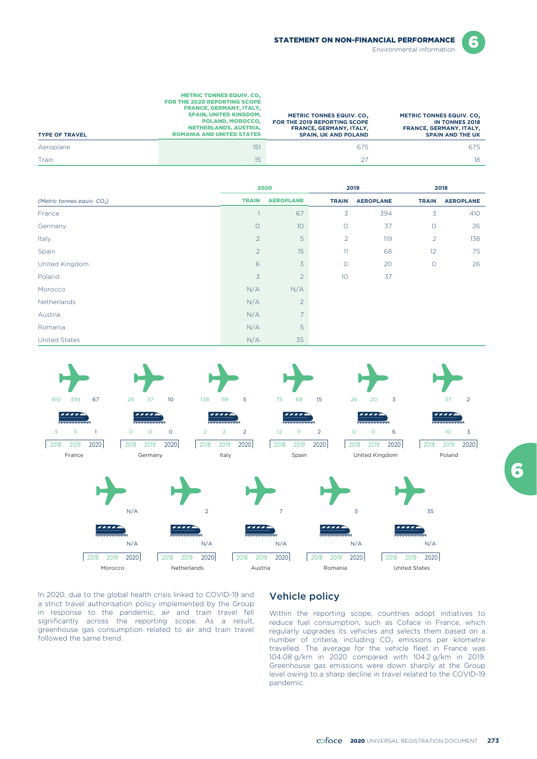| TYPE OF TRAVEL | METRIC TONNES EQUIV. $CO_2$ FOR THE 2020 REPORTING SCOPE FRANCE, GERMANY, ITALY, SPAIN, UNITED KINGDOM, POLAND, MOROCCO, NETHERLANDS, AUSTRIA, ROMANIA AND UNITED STATES | METRIC TONNES EQUIV. $CO_2$ FOR THE 2019 REPORTING SCOPE FRANCE, GERMANY, ITALY, SPAIN, UK AND POLAND | METRIC TONNES EQUIV. $CO_2$ IN TONNES 2018 FRANCE, GERMANY, ITALY, SPAIN AND THE UK |
|---|---|---|---|
| Aeroplane | 151 | 675 | 675 |
| Train | 15 | 27 | 18 |

| | 2020 | | 2019 | | 2018 | |
|---|---|---|---|---|---|---|
| *(Metric tonnes equiv. $CO_2$)* | TRAIN | AEROPLANE | TRAIN | AEROPLANE | TRAIN | AEROPLANE |
| France | 1 | 67 | 3 | 394 | 3 | 410 |
| Germany | 0 | 10 | 0 | 37 | 0 | 26 |
| Italy | 2 | 5 | 2 | 119 | 2 | 138 |
| Spain | 2 | 15 | 11 | 68 | 12 | 75 |
| United Kingdom | 6 | 3 | 0 | 20 | 0 | 26 |
| Poland | 3 | 2 | 10 | 37 | | |
| Morocco | N/A | N/A | | | | |
| Netherlands | N/A | 2 | | | | |
| Austria | N/A | 7 | | | | |
| Romania | N/A | 5 | | | | |
| United States | N/A | 35 | | | | |

| | Aeroplane 2018 | Aeroplane 2019 | Aeroplane 2020 | Train 2018 | Train 2019 | Train 2020 |
|---|---|---|---|---|---|---|
| France | 410 | 394 | 67 | 3 | 3 | 1 |
| Germany | 26 | 37 | 10 | 0 | 0 | 0 |
| Italy | 138 | 119 | 5 | 2 | 2 | 2 |
| Spain | 75 | 68 | 15 | 12 | 11 | 2 |
| United Kingdom | 26 | 20 | 3 | 0 | 0 | 6 |
| Poland | | 37 | 2 | | 10 | 3 |
| Morocco | | | N/A | | | N/A |
| Netherlands | | | 2 | | | N/A |
| Austria | | | 7 | | | N/A |
| Romania | | | 5 | | | N/A |
| United States | | | 35 | | | N/A |

In 2020, due to the global health crisis linked to COVID-19 and a strict travel authorisation policy implemented by the Group in response to the pandemic, air and train travel fell significantly across the reporting scope. As a result, greenhouse gas consumption related to air and train travel followed the same trend.

## Vehicle policy

Within the reporting scope, countries adopt initiatives to reduce fuel consumption, such as Coface in France, which regularly upgrades its vehicles and selects them based on a number of criteria, including $CO_2$ emissions per kilometre travelled. The average for the vehicle fleet in France was 104.08 g/km in 2020 compared with 104.2 g/km in 2019. Greenhouse gas emissions were down sharply at the Group level owing to a sharp decline in travel related to the COVID-19 pandemic.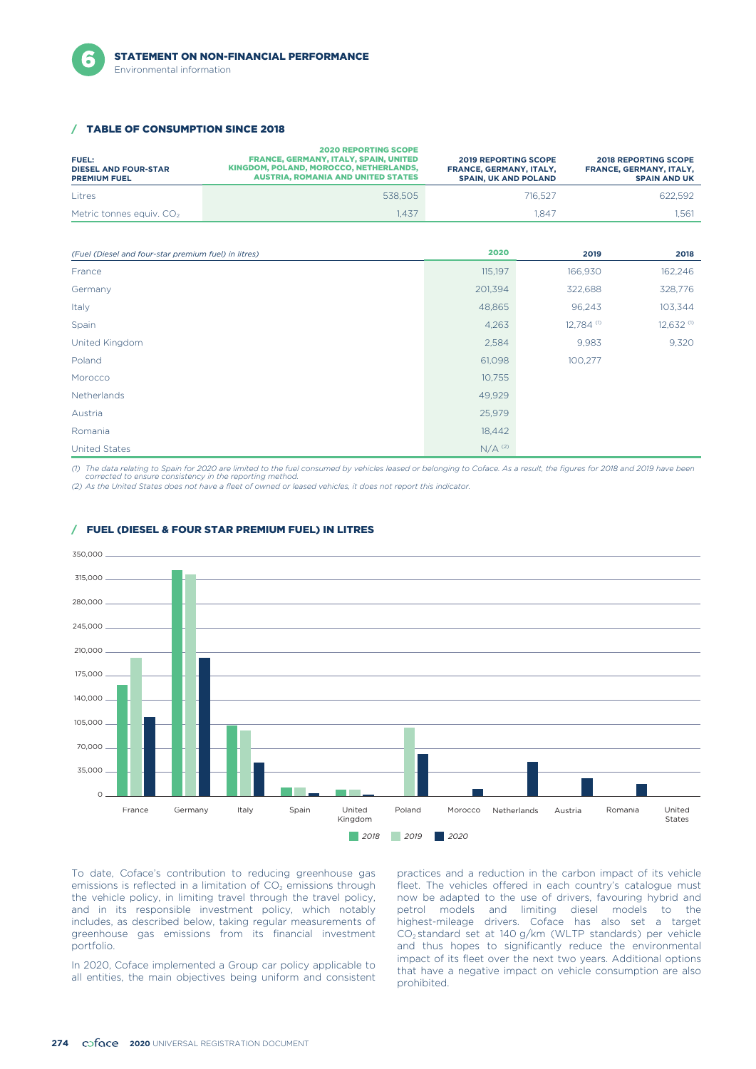## TABLE OF CONSUMPTION SINCE 2018

| FUEL: DIESEL AND FOUR-STAR PREMIUM FUEL | 2020 REPORTING SCOPE FRANCE, GERMANY, ITALY, SPAIN, UNITED KINGDOM, POLAND, MOROCCO, NETHERLANDS, AUSTRIA, ROMANIA AND UNITED STATES | 2019 REPORTING SCOPE FRANCE, GERMANY, ITALY, SPAIN, UK AND POLAND | 2018 REPORTING SCOPE FRANCE, GERMANY, ITALY, SPAIN AND UK |
|---|---|---|---|
| Litres | 538,505 | 716,527 | 622,592 |
| Metric tonnes equiv. $CO_2$ | 1,437 | 1,847 | 1,561 |

| *(Fuel (Diesel and four-star premium fuel) in litres)* | 2020 | 2019 | 2018 |
|---|---|---|---|
| France | 115,197 | 166,930 | 162,246 |
| Germany | 201,394 | 322,688 | 328,776 |
| Italy | 48,865 | 96,243 | 103,344 |
| Spain | 4,263 | 12,784 (1) | 12,632 (1) |
| United Kingdom | 2,584 | 9,983 | 9,320 |
| Poland | 61,098 | 100,277 | |
| Morocco | 10,755 | | |
| Netherlands | 49,929 | | |
| Austria | 25,979 | | |
| Romania | 18,442 | | |
| United States | N/A (2) | | |

*(1) The data relating to Spain for 2020 are limited to the fuel consumed by vehicles leased or belonging to Coface. As a result, the figures for 2018 and 2019 have been corrected to ensure consistency in the reporting method.*
*(2) As the United States does not have a fleet of owned or leased vehicles, it does not report this indicator.*

## FUEL (DIESEL & FOUR STAR PREMIUM FUEL) IN LITRES

To date, Coface's contribution to reducing greenhouse gas emissions is reflected in a limitation of $CO_2$ emissions through the vehicle policy, in limiting travel through the travel policy, and in its responsible investment policy, which notably includes, as described below, taking regular measurements of greenhouse gas emissions from its financial investment portfolio.

In 2020, Coface implemented a Group car policy applicable to all entities, the main objectives being uniform and consistent practices and a reduction in the carbon impact of its vehicle fleet. The vehicles offered in each country's catalogue must now be adapted to the use of drivers, favouring hybrid and petrol models and limiting diesel models to the highest-mileage drivers. Coface has also set a target $CO_2$ standard set at 140 g/km (WLTP standards) per vehicle and thus hopes to significantly reduce the environmental impact of its fleet over the next two years. Additional options that have a negative impact on vehicle consumption are also prohibited.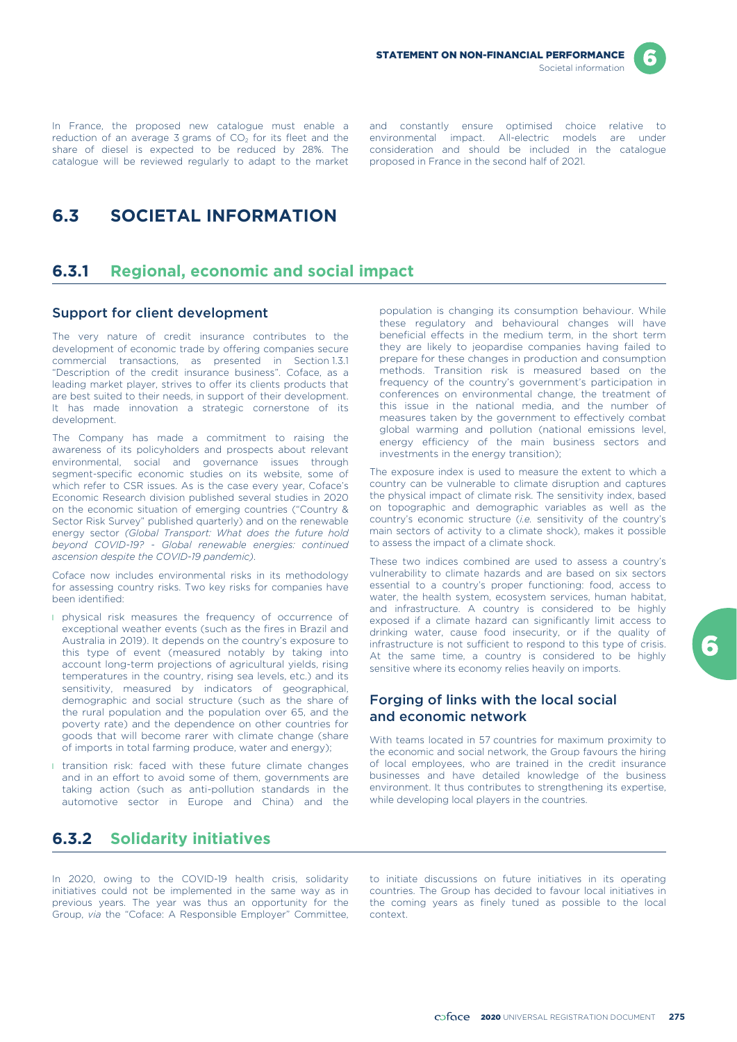In France, the proposed new catalogue must enable a reduction of an average 3 grams of $CO_2$ for its fleet and the share of diesel is expected to be reduced by 28%. The catalogue will be reviewed regularly to adapt to the market and constantly ensure optimised choice relative to environmental impact. All-electric models are under consideration and should be included in the catalogue proposed in France in the second half of 2021.

# 6.3 SOCIETAL INFORMATION

## 6.3.1 Regional, economic and social impact

### Support for client development

The very nature of credit insurance contributes to the development of economic trade by offering companies secure commercial transactions, as presented in Section 1.3.1 "Description of the credit insurance business". Coface, as a leading market player, strives to offer its clients products that are best suited to their needs, in support of their development. It has made innovation a strategic cornerstone of its development.

The Company has made a commitment to raising the awareness of its policyholders and prospects about relevant environmental, social and governance issues through segment-specific economic studies on its website, some of which refer to CSR issues. As is the case every year, Coface's Economic Research division published several studies in 2020 on the economic situation of emerging countries ("Country & Sector Risk Survey" published quarterly) and on the renewable energy sector *(Global Transport: What does the future hold beyond COVID-19? - Global renewable energies: continued ascension despite the COVID-19 pandemic)*.

Coface now includes environmental risks in its methodology for assessing country risks. Two key risks for companies have been identified:

- physical risk measures the frequency of occurrence of exceptional weather events (such as the fires in Brazil and Australia in 2019). It depends on the country's exposure to this type of event (measured notably by taking into account long-term projections of agricultural yields, rising temperatures in the country, rising sea levels, etc.) and its sensitivity, measured by indicators of geographical, demographic and social structure (such as the share of the rural population and the population over 65, and the poverty rate) and the dependence on other countries for goods that will become rarer with climate change (share of imports in total farming produce, water and energy);
- transition risk: faced with these future climate changes and in an effort to avoid some of them, governments are taking action (such as anti-pollution standards in the automotive sector in Europe and China) and the population is changing its consumption behaviour. While these regulatory and behavioural changes will have beneficial effects in the medium term, in the short term they are likely to jeopardise companies having failed to prepare for these changes in production and consumption methods. Transition risk is measured based on the frequency of the country's government's participation in conferences on environmental change, the treatment of this issue in the national media, and the number of measures taken by the government to effectively combat global warming and pollution (national emissions level, energy efficiency of the main business sectors and investments in the energy transition);

The exposure index is used to measure the extent to which a country can be vulnerable to climate disruption and captures the physical impact of climate risk. The sensitivity index, based on topographic and demographic variables as well as the country's economic structure (*i.e.* sensitivity of the country's main sectors of activity to a climate shock), makes it possible to assess the impact of a climate shock.

These two indices combined are used to assess a country's vulnerability to climate hazards and are based on six sectors essential to a country's proper functioning: food, access to water, the health system, ecosystem services, human habitat, and infrastructure. A country is considered to be highly exposed if a climate hazard can significantly limit access to drinking water, cause food insecurity, or if the quality of infrastructure is not sufficient to respond to this type of crisis. At the same time, a country is considered to be highly sensitive where its economy relies heavily on imports.

### Forging of links with the local social and economic network

With teams located in 57 countries for maximum proximity to the economic and social network, the Group favours the hiring of local employees, who are trained in the credit insurance businesses and have detailed knowledge of the business environment. It thus contributes to strengthening its expertise, while developing local players in the countries.

## 6.3.2 Solidarity initiatives

In 2020, owing to the COVID-19 health crisis, solidarity initiatives could not be implemented in the same way as in previous years. The year was thus an opportunity for the Group, *via* the "Coface: A Responsible Employer" Committee, to initiate discussions on future initiatives in its operating countries. The Group has decided to favour local initiatives in the coming years as finely tuned as possible to the local context.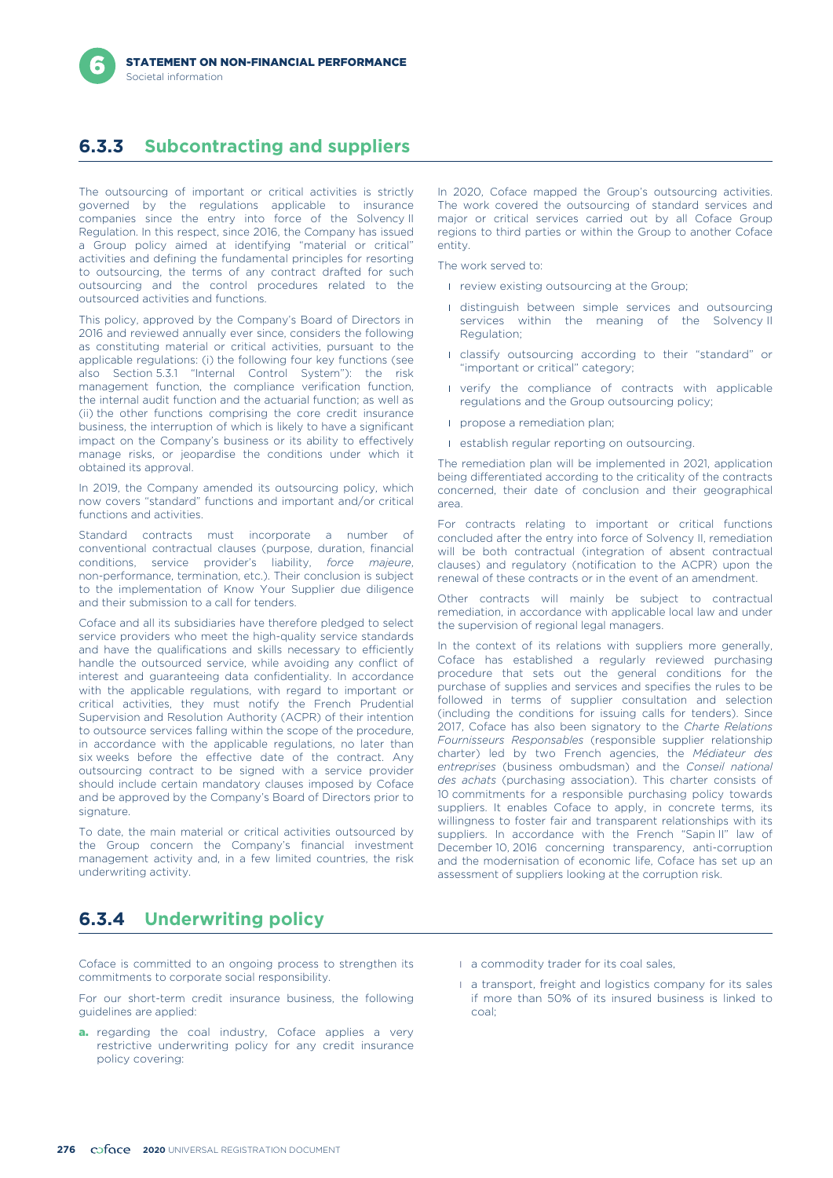## 6.3.3 Subcontracting and suppliers

The outsourcing of important or critical activities is strictly governed by the regulations applicable to insurance companies since the entry into force of the Solvency II Regulation. In this respect, since 2016, the Company has issued a Group policy aimed at identifying "material or critical" activities and defining the fundamental principles for resorting to outsourcing, the terms of any contract drafted for such outsourcing and the control procedures related to the outsourced activities and functions.

This policy, approved by the Company's Board of Directors in 2016 and reviewed annually ever since, considers the following as constituting material or critical activities, pursuant to the applicable regulations: (i) the following four key functions (see also Section 5.3.1 "Internal Control System"): the risk management function, the compliance verification function, the internal audit function and the actuarial function; as well as (ii) the other functions comprising the core credit insurance business, the interruption of which is likely to have a significant impact on the Company's business or its ability to effectively manage risks, or jeopardise the conditions under which it obtained its approval.

In 2019, the Company amended its outsourcing policy, which now covers "standard" functions and important and/or critical functions and activities.

Standard contracts must incorporate a number of conventional contractual clauses (purpose, duration, financial conditions, service provider's liability, *force majeure*, non-performance, termination, etc.). Their conclusion is subject to the implementation of Know Your Supplier due diligence and their submission to a call for tenders.

Coface and all its subsidiaries have therefore pledged to select service providers who meet the high-quality service standards and have the qualifications and skills necessary to efficiently handle the outsourced service, while avoiding any conflict of interest and guaranteeing data confidentiality. In accordance with the applicable regulations, with regard to important or critical activities, they must notify the French Prudential Supervision and Resolution Authority (ACPR) of their intention to outsource services falling within the scope of the procedure, in accordance with the applicable regulations, no later than six weeks before the effective date of the contract. Any outsourcing contract to be signed with a service provider should include certain mandatory clauses imposed by Coface and be approved by the Company's Board of Directors prior to signature.

To date, the main material or critical activities outsourced by the Group concern the Company's financial investment management activity and, in a few limited countries, the risk underwriting activity.

In 2020, Coface mapped the Group's outsourcing activities. The work covered the outsourcing of standard services and major or critical services carried out by all Coface Group regions to third parties or within the Group to another Coface entity.

The work served to:

- review existing outsourcing at the Group;
- distinguish between simple services and outsourcing services within the meaning of the Solvency II Regulation;
- classify outsourcing according to their "standard" or "important or critical" category;
- verify the compliance of contracts with applicable regulations and the Group outsourcing policy;
- propose a remediation plan;
- establish regular reporting on outsourcing.

The remediation plan will be implemented in 2021, application being differentiated according to the criticality of the contracts concerned, their date of conclusion and their geographical area.

For contracts relating to important or critical functions concluded after the entry into force of Solvency II, remediation will be both contractual (integration of absent contractual clauses) and regulatory (notification to the ACPR) upon the renewal of these contracts or in the event of an amendment.

Other contracts will mainly be subject to contractual remediation, in accordance with applicable local law and under the supervision of regional legal managers.

In the context of its relations with suppliers more generally, Coface has established a regularly reviewed purchasing procedure that sets out the general conditions for the purchase of supplies and services and specifies the rules to be followed in terms of supplier consultation and selection (including the conditions for issuing calls for tenders). Since 2017, Coface has also been signatory to the *Charte Relations Fournisseurs Responsables* (responsible supplier relationship charter) led by two French agencies, the *Médiateur des entreprises* (business ombudsman) and the *Conseil national des achats* (purchasing association). This charter consists of 10 commitments for a responsible purchasing policy towards suppliers. It enables Coface to apply, in concrete terms, its willingness to foster fair and transparent relationships with its suppliers. In accordance with the French "Sapin II" law of December 10, 2016 concerning transparency, anti-corruption and the modernisation of economic life, Coface has set up an assessment of suppliers looking at the corruption risk.

## 6.3.4 Underwriting policy

Coface is committed to an ongoing process to strengthen its commitments to corporate social responsibility.

For our short-term credit insurance business, the following guidelines are applied:

**a.** regarding the coal industry, Coface applies a very restrictive underwriting policy for any credit insurance policy covering:

- a commodity trader for its coal sales,
- a transport, freight and logistics company for its sales if more than 50% of its insured business is linked to coal;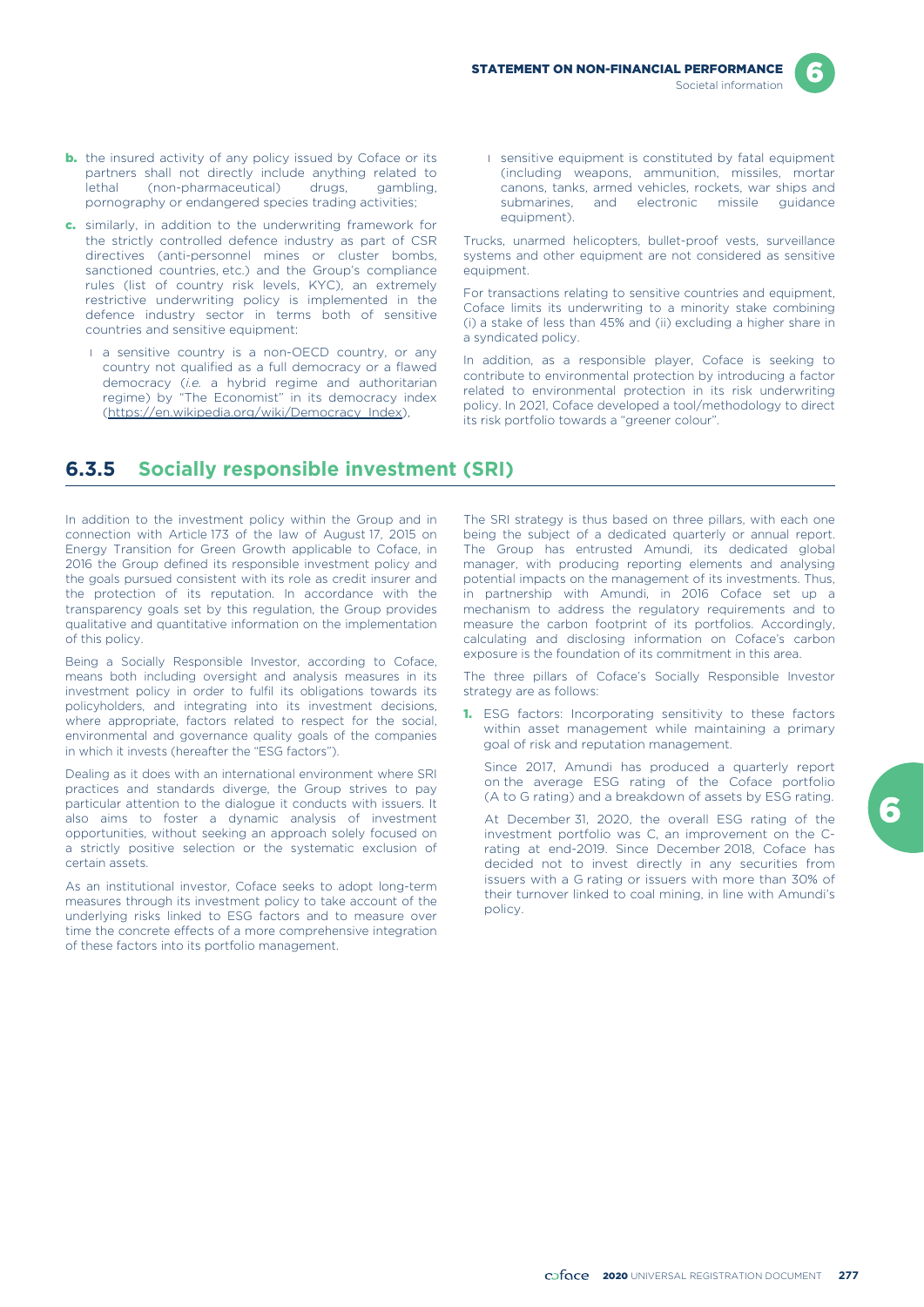**b.** the insured activity of any policy issued by Coface or its partners shall not directly include anything related to lethal (non-pharmaceutical) drugs, gambling, pornography or endangered species trading activities;

**c.** similarly, in addition to the underwriting framework for the strictly controlled defence industry as part of CSR directives (anti-personnel mines or cluster bombs, sanctioned countries, etc.) and the Group's compliance rules (list of country risk levels, KYC), an extremely restrictive underwriting policy is implemented in the defence industry sector in terms both of sensitive countries and sensitive equipment:

- a sensitive country is a non-OECD country, or any country not qualified as a full democracy or a flawed democracy (*i.e.* a hybrid regime and authoritarian regime) by "The Economist" in its democracy index (https://en.wikipedia.org/wiki/Democracy_Index),
- sensitive equipment is constituted by fatal equipment (including weapons, ammunition, missiles, mortar canons, tanks, armed vehicles, rockets, war ships and submarines, and electronic missile guidance equipment).

Trucks, unarmed helicopters, bullet-proof vests, surveillance systems and other equipment are not considered as sensitive equipment.

For transactions relating to sensitive countries and equipment, Coface limits its underwriting to a minority stake combining (i) a stake of less than 45% and (ii) excluding a higher share in a syndicated policy.

In addition, as a responsible player, Coface is seeking to contribute to environmental protection by introducing a factor related to environmental protection in its risk underwriting policy. In 2021, Coface developed a tool/methodology to direct its risk portfolio towards a "greener colour".

## 6.3.5 Socially responsible investment (SRI)

In addition to the investment policy within the Group and in connection with Article 173 of the law of August 17, 2015 on Energy Transition for Green Growth applicable to Coface, in 2016 the Group defined its responsible investment policy and the goals pursued consistent with its role as credit insurer and the protection of its reputation. In accordance with the transparency goals set by this regulation, the Group provides qualitative and quantitative information on the implementation of this policy.

Being a Socially Responsible Investor, according to Coface, means both including oversight and analysis measures in its investment policy in order to fulfil its obligations towards its policyholders, and integrating into its investment decisions, where appropriate, factors related to respect for the social, environmental and governance quality goals of the companies in which it invests (hereafter the "ESG factors").

Dealing as it does with an international environment where SRI practices and standards diverge, the Group strives to pay particular attention to the dialogue it conducts with issuers. It also aims to foster a dynamic analysis of investment opportunities, without seeking an approach solely focused on a strictly positive selection or the systematic exclusion of certain assets.

As an institutional investor, Coface seeks to adopt long-term measures through its investment policy to take account of the underlying risks linked to ESG factors and to measure over time the concrete effects of a more comprehensive integration of these factors into its portfolio management.

The SRI strategy is thus based on three pillars, with each one being the subject of a dedicated quarterly or annual report. The Group has entrusted Amundi, its dedicated global manager, with producing reporting elements and analysing potential impacts on the management of its investments. Thus, in partnership with Amundi, in 2016 Coface set up a mechanism to address the regulatory requirements and to measure the carbon footprint of its portfolios. Accordingly, calculating and disclosing information on Coface's carbon exposure is the foundation of its commitment in this area.

The three pillars of Coface's Socially Responsible Investor strategy are as follows:

1. ESG factors: Incorporating sensitivity to these factors within asset management while maintaining a primary goal of risk and reputation management.

   Since 2017, Amundi has produced a quarterly report on the average ESG rating of the Coface portfolio (A to G rating) and a breakdown of assets by ESG rating.

   At December 31, 2020, the overall ESG rating of the investment portfolio was C, an improvement on the C- rating at end-2019. Since December 2018, Coface has decided not to invest directly in any securities from issuers with a G rating or issuers with more than 30% of their turnover linked to coal mining, in line with Amundi's policy.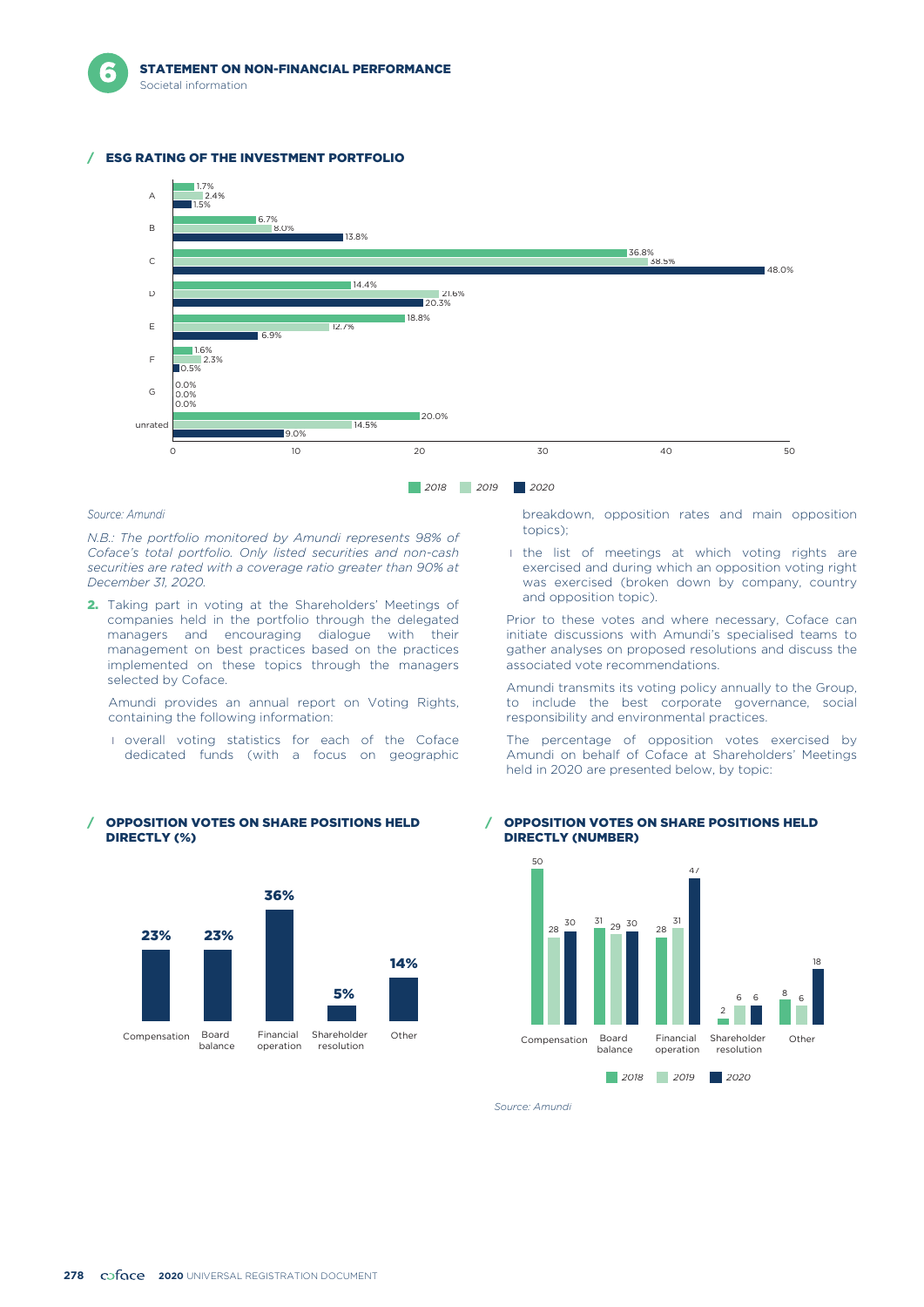### ESG RATING OF THE INVESTMENT PORTFOLIO

| Rating | 2018 | 2019 | 2020 |
|---|---|---|---|
| A | 1.7% | 2.4% | 1.5% |
| B | 6.7% | 8.0% | 13.8% |
| C | 36.8% | 38.5% | 48.0% |
| D | 14.4% | 21.6% | 20.3% |
| E | 18.8% | 12.7% | 6.9% |
| F | 1.6% | 2.3% | 0.5% |
| G | 0.0% | 0.0% | 0.0% |
| unrated | 20.0% | 14.5% | 9.0% |

*Source: Amundi*

*N.B.: The portfolio monitored by Amundi represents 98% of Coface's total portfolio. Only listed securities and non-cash securities are rated with a coverage ratio greater than 90% at December 31, 2020.*

**2.** Taking part in voting at the Shareholders' Meetings of companies held in the portfolio through the delegated managers and encouraging dialogue with their management on best practices based on the practices implemented on these topics through the managers selected by Coface.

Amundi provides an annual report on Voting Rights, containing the following information:

- overall voting statistics for each of the Coface dedicated funds (with a focus on geographic breakdown, opposition rates and main opposition topics);
- the list of meetings at which voting rights are exercised and during which an opposition voting right was exercised (broken down by company, country and opposition topic).

Prior to these votes and where necessary, Coface can initiate discussions with Amundi's specialised teams to gather analyses on proposed resolutions and discuss the associated vote recommendations.

Amundi transmits its voting policy annually to the Group, to include the best corporate governance, social responsibility and environmental practices.

The percentage of opposition votes exercised by Amundi on behalf of Coface at Shareholders' Meetings held in 2020 are presented below, by topic:

### OPPOSITION VOTES ON SHARE POSITIONS HELD DIRECTLY (%)

| Compensation | Board balance | Financial operation | Shareholder resolution | Other |
|---|---|---|---|---|
| 23% | 23% | 36% | 5% | 14% |

### OPPOSITION VOTES ON SHARE POSITIONS HELD DIRECTLY (NUMBER)

| Topic | 2018 | 2019 | 2020 |
|---|---|---|---|
| Compensation | 50 | 28 | 30 |
| Board balance | 31 | 29 | 30 |
| Financial operation | 28 | 31 | 47 |
| Shareholder resolution | 2 | 6 | 6 |
| Other | 8 | 6 | 18 |

*Source: Amundi*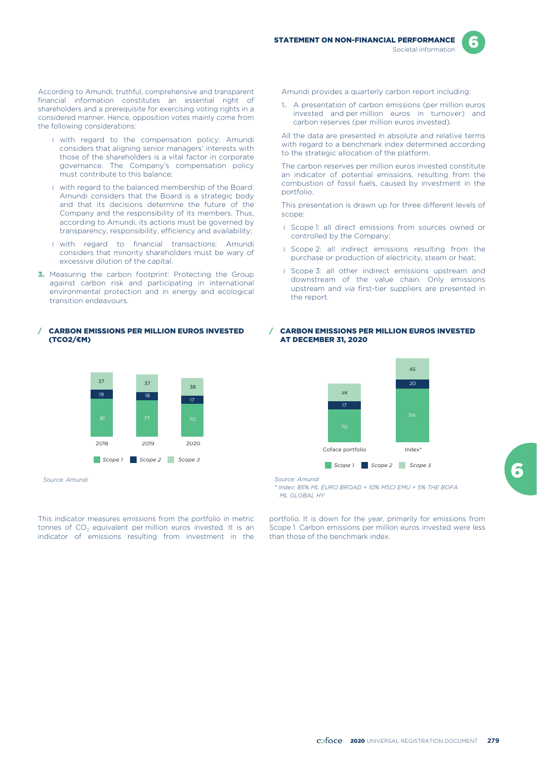According to Amundi, truthful, comprehensive and transparent financial information constitutes an essential right of shareholders and a prerequisite for exercising voting rights in a considered manner. Hence, opposition votes mainly come from the following considerations:

- with regard to the compensation policy: Amundi considers that aligning senior managers' interests with those of the shareholders is a vital factor in corporate governance. The Company's compensation policy must contribute to this balance;
- with regard to the balanced membership of the Board: Amundi considers that the Board is a strategic body and that its decisions determine the future of the Company and the responsibility of its members. Thus, according to Amundi, its actions must be governed by transparency, responsibility, efficiency and availability;
- with regard to financial transactions: Amundi considers that minority shareholders must be wary of excessive dilution of the capital.

**3.** Measuring the carbon footprint: Protecting the Group against carbon risk and participating in international environmental protection and in energy and ecological transition endeavours.

Amundi provides a quarterly carbon report including:

**1.** A presentation of carbon emissions (per million euros invested and per million euros in turnover) and carbon reserves (per million euros invested).

All the data are presented in absolute and relative terms with regard to a benchmark index determined according to the strategic allocation of the platform.

The carbon reserves per million euros invested constitute an indicator of potential emissions, resulting from the combustion of fossil fuels, caused by investment in the portfolio.

This presentation is drawn up for three different levels of scope:

- Scope 1: all direct emissions from sources owned or controlled by the Company;
- Scope 2: all indirect emissions resulting from the purchase or production of electricity, steam or heat;
- Scope 3: all other indirect emissions upstream and downstream of the value chain. Only emissions upstream and *via* first-tier suppliers are presented in the report.

### / CARBON EMISSIONS PER MILLION EUROS INVESTED (TCO2/€M)

| | 2018 | 2019 | 2020 |
|---|---|---|---|
| Scope 1 | 81 | 77 | 70 |
| Scope 2 | 19 | 18 | 17 |
| Scope 3 | 37 | 37 | 38 |

*Source: Amundi*

### / CARBON EMISSIONS PER MILLION EUROS INVESTED AT DECEMBER 31, 2020

| | Coface portfolio | Index* |
|---|---|---|
| Scope 1 | 70 | 114 |
| Scope 2 | 17 | 20 |
| Scope 3 | 38 | 45 |

*Source: Amundi*

*\* Index: 85% ML EURO BROAD + 10% MSCI EMU + 5% THE BOFA ML GLOBAL HY*

This indicator measures emissions from the portfolio in metric tonnes of $CO_2$ equivalent per million euros invested. It is an indicator of emissions resulting from investment in the portfolio. It is down for the year, primarily for emissions from Scope 1. Carbon emissions per million euros invested were less than those of the benchmark index.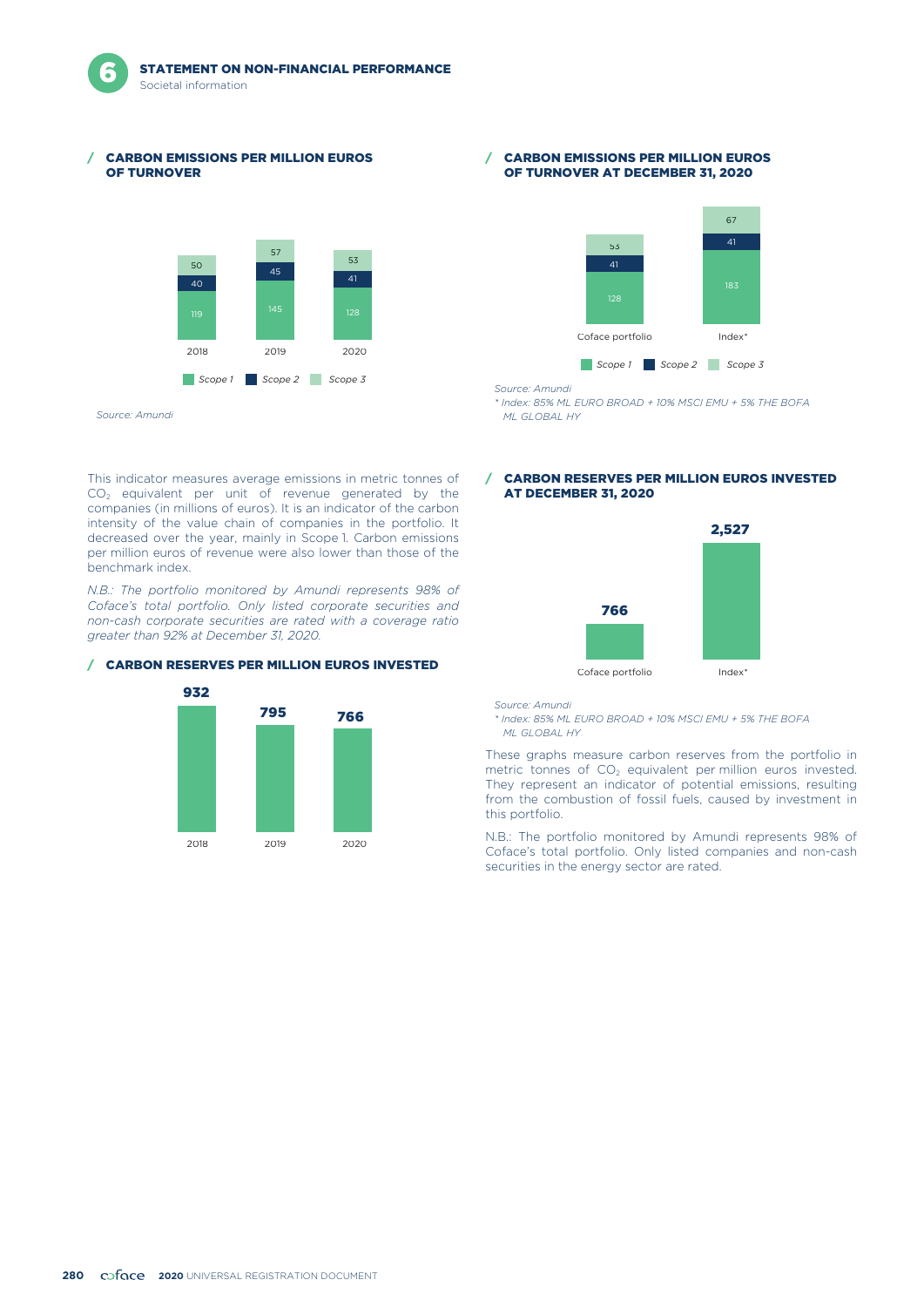### CARBON EMISSIONS PER MILLION EUROS OF TURNOVER

| | 2018 | 2019 | 2020 |
|---|---|---|---|
| Scope 1 | 119 | 145 | 128 |
| Scope 2 | 40 | 45 | 41 |
| Scope 3 | 50 | 57 | 53 |

*Source: Amundi*

This indicator measures average emissions in metric tonnes of $CO_2$ equivalent per unit of revenue generated by the companies (in millions of euros). It is an indicator of the carbon intensity of the value chain of companies in the portfolio. It decreased over the year, mainly in Scope 1. Carbon emissions per million euros of revenue were also lower than those of the benchmark index.

*N.B.: The portfolio monitored by Amundi represents 98% of Coface's total portfolio. Only listed corporate securities and non-cash corporate securities are rated with a coverage ratio greater than 92% at December 31, 2020.*

### CARBON RESERVES PER MILLION EUROS INVESTED

| 2018 | 2019 | 2020 |
|---|---|---|
| 932 | 795 | 766 |

### CARBON EMISSIONS PER MILLION EUROS OF TURNOVER AT DECEMBER 31, 2020

| | Coface portfolio | Index* |
|---|---|---|
| Scope 1 | 128 | 183 |
| Scope 2 | 41 | 41 |
| Scope 3 | 53 | 67 |

*Source: Amundi*

*\* Index: 85% ML EURO BROAD + 10% MSCI EMU + 5% THE BOFA ML GLOBAL HY*

### CARBON RESERVES PER MILLION EUROS INVESTED AT DECEMBER 31, 2020

| Coface portfolio | Index* |
|---|---|
| 766 | 2,527 |

*Source: Amundi*

*\* Index: 85% ML EURO BROAD + 10% MSCI EMU + 5% THE BOFA ML GLOBAL HY*

These graphs measure carbon reserves from the portfolio in metric tonnes of $CO_2$ equivalent per million euros invested. They represent an indicator of potential emissions, resulting from the combustion of fossil fuels, caused by investment in this portfolio.

N.B.: The portfolio monitored by Amundi represents 98% of Coface's total portfolio. Only listed companies and non-cash securities in the energy sector are rated.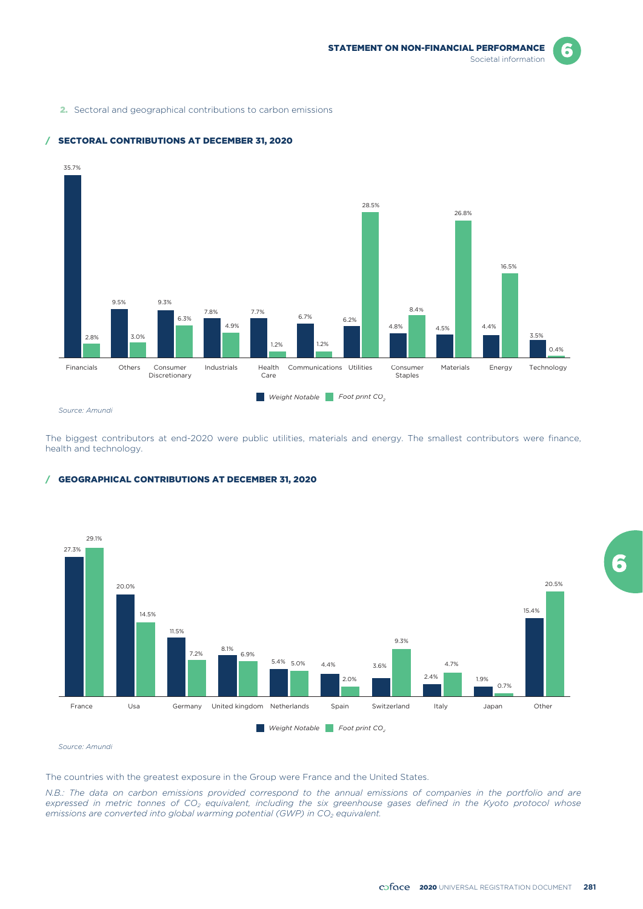**2.** Sectoral and geographical contributions to carbon emissions

## / SECTORAL CONTRIBUTIONS AT DECEMBER 31, 2020

| Sector | Weight Notable | Foot print $CO_2$ |
|---|---|---|
| Financials | 35.7% | 2.8% |
| Others | 9.5% | 3.0% |
| Consumer Discretionary | 9.3% | 6.3% |
| Industrials | 7.8% | 4.9% |
| Health Care | 7.7% | 1.2% |
| Communications | 6.7% | 1.2% |
| Utilities | 6.2% | 28.5% |
| Consumer Staples | 4.8% | 8.4% |
| Materials | 4.5% | 26.8% |
| Energy | 4.4% | 16.5% |
| Technology | 3.5% | 0.4% |

*Source: Amundi*

The biggest contributors at end-2020 were public utilities, materials and energy. The smallest contributors were finance, health and technology.

## / GEOGRAPHICAL CONTRIBUTIONS AT DECEMBER 31, 2020

| Country | Weight Notable | Foot print $CO_2$ |
|---|---|---|
| France | 27.3% | 29.1% |
| Usa | 20.0% | 14.5% |
| Germany | 11.5% | 7.2% |
| United kingdom | 8.1% | 6.9% |
| Netherlands | 5.4% | 5.0% |
| Spain | 4.4% | 2.0% |
| Switzerland | 3.6% | 9.3% |
| Italy | 2.4% | 4.7% |
| Japan | 1.9% | 0.7% |
| Other | 15.4% | 20.5% |

*Source: Amundi*

The countries with the greatest exposure in the Group were France and the United States.

*N.B.: The data on carbon emissions provided correspond to the annual emissions of companies in the portfolio and are expressed in metric tonnes of $CO_2$ equivalent, including the six greenhouse gases defined in the Kyoto protocol whose emissions are converted into global warming potential (GWP) in $CO_2$ equivalent.*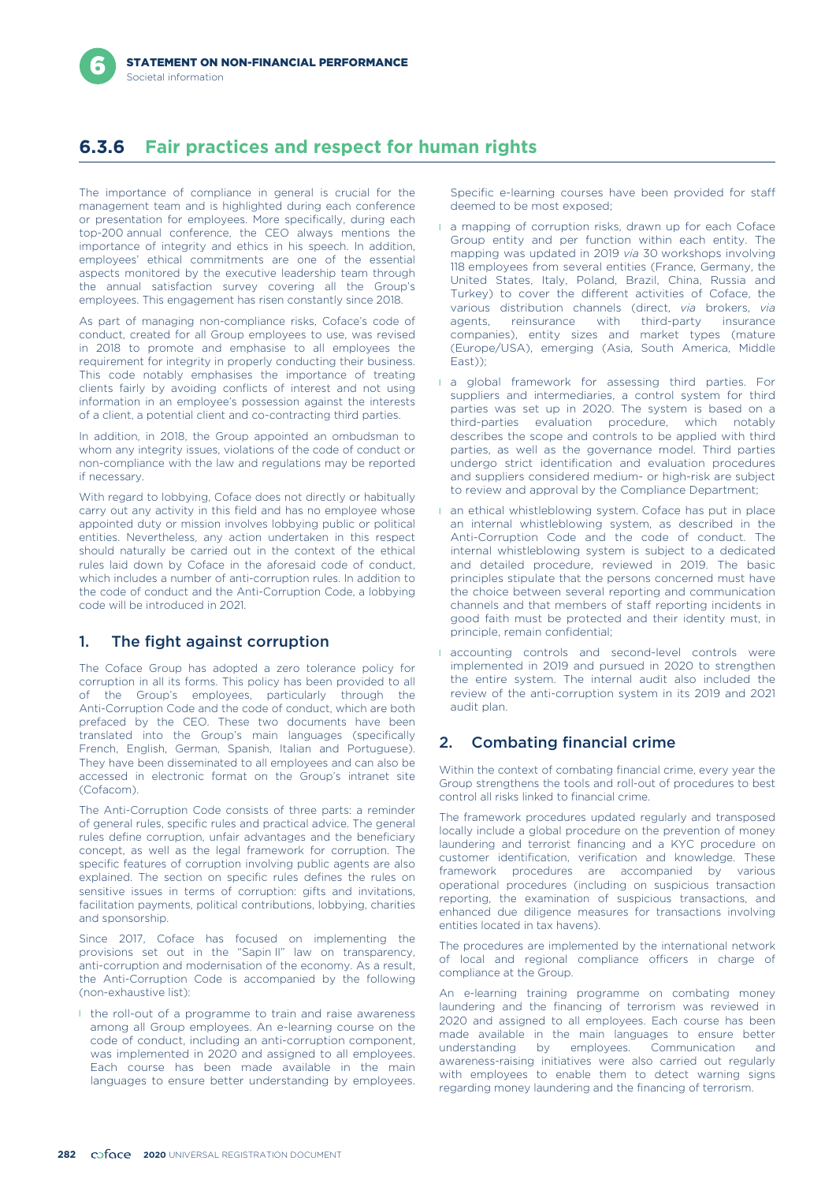## 6.3.6 Fair practices and respect for human rights

The importance of compliance in general is crucial for the management team and is highlighted during each conference or presentation for employees. More specifically, during each top-200 annual conference, the CEO always mentions the importance of integrity and ethics in his speech. In addition, employees' ethical commitments are one of the essential aspects monitored by the executive leadership team through the annual satisfaction survey covering all the Group's employees. This engagement has risen constantly since 2018.

As part of managing non-compliance risks, Coface's code of conduct, created for all Group employees to use, was revised in 2018 to promote and emphasise to all employees the requirement for integrity in properly conducting their business. This code notably emphasises the importance of treating clients fairly by avoiding conflicts of interest and not using information in an employee's possession against the interests of a client, a potential client and co-contracting third parties.

In addition, in 2018, the Group appointed an ombudsman to whom any integrity issues, violations of the code of conduct or non-compliance with the law and regulations may be reported if necessary.

With regard to lobbying, Coface does not directly or habitually carry out any activity in this field and has no employee whose appointed duty or mission involves lobbying public or political entities. Nevertheless, any action undertaken in this respect should naturally be carried out in the context of the ethical rules laid down by Coface in the aforesaid code of conduct, which includes a number of anti-corruption rules. In addition to the code of conduct and the Anti-Corruption Code, a lobbying code will be introduced in 2021.

### 1. The fight against corruption

The Coface Group has adopted a zero tolerance policy for corruption in all its forms. This policy has been provided to all of the Group's employees, particularly through the Anti-Corruption Code and the code of conduct, which are both prefaced by the CEO. These two documents have been translated into the Group's main languages (specifically French, English, German, Spanish, Italian and Portuguese). They have been disseminated to all employees and can also be accessed in electronic format on the Group's intranet site (Cofacom).

The Anti-Corruption Code consists of three parts: a reminder of general rules, specific rules and practical advice. The general rules define corruption, unfair advantages and the beneficiary concept, as well as the legal framework for corruption. The specific features of corruption involving public agents are also explained. The section on specific rules defines the rules on sensitive issues in terms of corruption: gifts and invitations, facilitation payments, political contributions, lobbying, charities and sponsorship.

Since 2017, Coface has focused on implementing the provisions set out in the "Sapin II" law on transparency, anti-corruption and modernisation of the economy. As a result, the Anti-Corruption Code is accompanied by the following (non-exhaustive list):

- the roll-out of a programme to train and raise awareness among all Group employees. An e-learning course on the code of conduct, including an anti-corruption component, was implemented in 2020 and assigned to all employees. Each course has been made available in the main languages to ensure better understanding by employees. Specific e-learning courses have been provided for staff deemed to be most exposed;
- a mapping of corruption risks, drawn up for each Coface Group entity and per function within each entity. The mapping was updated in 2019 *via* 30 workshops involving 118 employees from several entities (France, Germany, the United States, Italy, Poland, Brazil, China, Russia and Turkey) to cover the different activities of Coface, the various distribution channels (direct, *via* brokers, *via* agents, reinsurance with third-party insurance companies), entity sizes and market types (mature (Europe/USA), emerging (Asia, South America, Middle East));
- a global framework for assessing third parties. For suppliers and intermediaries, a control system for third parties was set up in 2020. The system is based on a third-parties evaluation procedure, which notably describes the scope and controls to be applied with third parties, as well as the governance model. Third parties undergo strict identification and evaluation procedures and suppliers considered medium- or high-risk are subject to review and approval by the Compliance Department;
- an ethical whistleblowing system. Coface has put in place an internal whistleblowing system, as described in the Anti-Corruption Code and the code of conduct. The internal whistleblowing system is subject to a dedicated and detailed procedure, reviewed in 2019. The basic principles stipulate that the persons concerned must have the choice between several reporting and communication channels and that members of staff reporting incidents in good faith must be protected and their identity must, in principle, remain confidential;
- accounting controls and second-level controls were implemented in 2019 and pursued in 2020 to strengthen the entire system. The internal audit also included the review of the anti-corruption system in its 2019 and 2021 audit plan.

### 2. Combating financial crime

Within the context of combating financial crime, every year the Group strengthens the tools and roll-out of procedures to best control all risks linked to financial crime.

The framework procedures updated regularly and transposed locally include a global procedure on the prevention of money laundering and terrorist financing and a KYC procedure on customer identification, verification and knowledge. These framework procedures are accompanied by various operational procedures (including on suspicious transaction reporting, the examination of suspicious transactions, and enhanced due diligence measures for transactions involving entities located in tax havens).

The procedures are implemented by the international network of local and regional compliance officers in charge of compliance at the Group.

An e-learning training programme on combating money laundering and the financing of terrorism was reviewed in 2020 and assigned to all employees. Each course has been made available in the main languages to ensure better understanding by employees. Communication and awareness-raising initiatives were also carried out regularly with employees to enable them to detect warning signs regarding money laundering and the financing of terrorism.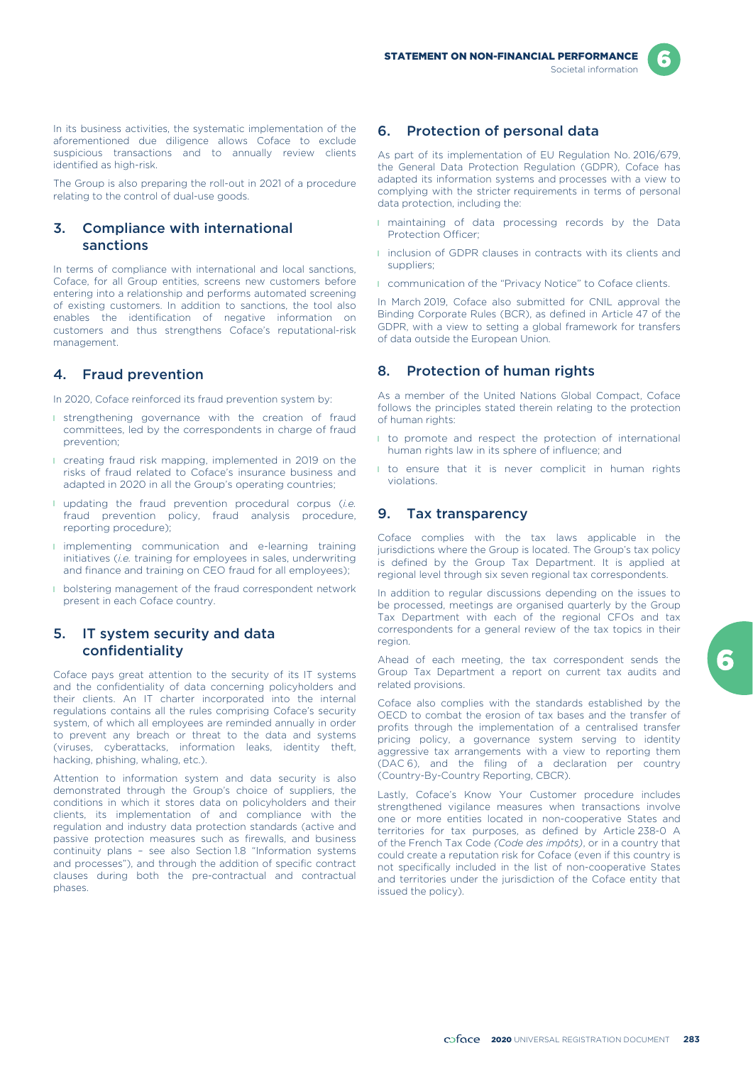In its business activities, the systematic implementation of the aforementioned due diligence allows Coface to exclude suspicious transactions and to annually review clients identified as high-risk.

The Group is also preparing the roll-out in 2021 of a procedure relating to the control of dual-use goods.

## 3. Compliance with international sanctions

In terms of compliance with international and local sanctions, Coface, for all Group entities, screens new customers before entering into a relationship and performs automated screening of existing customers. In addition to sanctions, the tool also enables the identification of negative information on customers and thus strengthens Coface's reputational-risk management.

## 4. Fraud prevention

In 2020, Coface reinforced its fraud prevention system by:

- strengthening governance with the creation of fraud committees, led by the correspondents in charge of fraud prevention;
- creating fraud risk mapping, implemented in 2019 on the risks of fraud related to Coface's insurance business and adapted in 2020 in all the Group's operating countries;
- updating the fraud prevention procedural corpus (*i.e.* fraud prevention policy, fraud analysis procedure, reporting procedure);
- implementing communication and e-learning training initiatives (*i.e.* training for employees in sales, underwriting and finance and training on CEO fraud for all employees);
- bolstering management of the fraud correspondent network present in each Coface country.

## 5. IT system security and data confidentiality

Coface pays great attention to the security of its IT systems and the confidentiality of data concerning policyholders and their clients. An IT charter incorporated into the internal regulations contains all the rules comprising Coface's security system, of which all employees are reminded annually in order to prevent any breach or threat to the data and systems (viruses, cyberattacks, information leaks, identity theft, hacking, phishing, whaling, etc.).

Attention to information system and data security is also demonstrated through the Group's choice of suppliers, the conditions in which it stores data on policyholders and their clients, its implementation of and compliance with the regulation and industry data protection standards (active and passive protection measures such as firewalls, and business continuity plans – see also Section 1.8 "Information systems and processes"), and through the addition of specific contract clauses during both the pre-contractual and contractual phases.

## 6. Protection of personal data

As part of its implementation of EU Regulation No. 2016/679, the General Data Protection Regulation (GDPR), Coface has adapted its information systems and processes with a view to complying with the stricter requirements in terms of personal data protection, including the:

- maintaining of data processing records by the Data Protection Officer;
- inclusion of GDPR clauses in contracts with its clients and suppliers;
- communication of the "Privacy Notice" to Coface clients.

In March 2019, Coface also submitted for CNIL approval the Binding Corporate Rules (BCR), as defined in Article 47 of the GDPR, with a view to setting a global framework for transfers of data outside the European Union.

## 8. Protection of human rights

As a member of the United Nations Global Compact, Coface follows the principles stated therein relating to the protection of human rights:

- to promote and respect the protection of international human rights law in its sphere of influence; and
- to ensure that it is never complicit in human rights violations.

## 9. Tax transparency

Coface complies with the tax laws applicable in the jurisdictions where the Group is located. The Group's tax policy is defined by the Group Tax Department. It is applied at regional level through six seven regional tax correspondents.

In addition to regular discussions depending on the issues to be processed, meetings are organised quarterly by the Group Tax Department with each of the regional CFOs and tax correspondents for a general review of the tax topics in their region.

Ahead of each meeting, the tax correspondent sends the Group Tax Department a report on current tax audits and related provisions.

Coface also complies with the standards established by the OECD to combat the erosion of tax bases and the transfer of profits through the implementation of a centralised transfer pricing policy, a governance system serving to identity aggressive tax arrangements with a view to reporting them (DAC 6), and the filing of a declaration per country (Country-By-Country Reporting, CBCR).

Lastly, Coface's Know Your Customer procedure includes strengthened vigilance measures when transactions involve one or more entities located in non-cooperative States and territories for tax purposes, as defined by Article 238-0 A of the French Tax Code *(Code des impôts)*, or in a country that could create a reputation risk for Coface (even if this country is not specifically included in the list of non-cooperative States and territories under the jurisdiction of the Coface entity that issued the policy).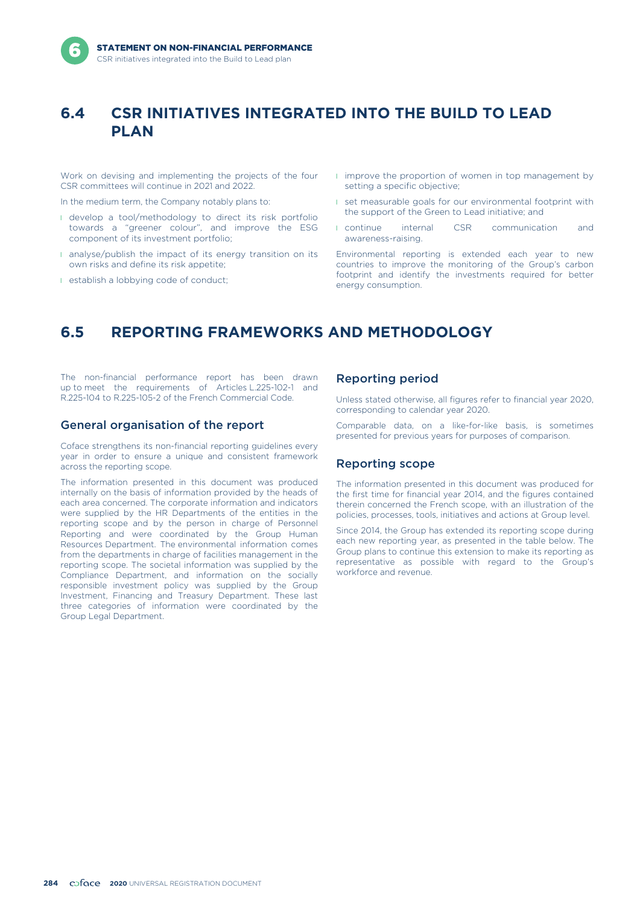## 6.4 CSR INITIATIVES INTEGRATED INTO THE BUILD TO LEAD PLAN

Work on devising and implementing the projects of the four CSR committees will continue in 2021 and 2022.

In the medium term, the Company notably plans to:

- develop a tool/methodology to direct its risk portfolio towards a "greener colour", and improve the ESG component of its investment portfolio;
- analyse/publish the impact of its energy transition on its own risks and define its risk appetite;
- establish a lobbying code of conduct;
- improve the proportion of women in top management by setting a specific objective;
- set measurable goals for our environmental footprint with the support of the Green to Lead initiative; and
- continue internal CSR communication and awareness-raising.

Environmental reporting is extended each year to new countries to improve the monitoring of the Group's carbon footprint and identify the investments required for better energy consumption.

## 6.5 REPORTING FRAMEWORKS AND METHODOLOGY

The non-financial performance report has been drawn up to meet the requirements of Articles L.225-102-1 and R.225-104 to R.225-105-2 of the French Commercial Code.

### General organisation of the report

Coface strengthens its non-financial reporting guidelines every year in order to ensure a unique and consistent framework across the reporting scope.

The information presented in this document was produced internally on the basis of information provided by the heads of each area concerned. The corporate information and indicators were supplied by the HR Departments of the entities in the reporting scope and by the person in charge of Personnel Reporting and were coordinated by the Group Human Resources Department. The environmental information comes from the departments in charge of facilities management in the reporting scope. The societal information was supplied by the Compliance Department, and information on the socially responsible investment policy was supplied by the Group Investment, Financing and Treasury Department. These last three categories of information were coordinated by the Group Legal Department.

### Reporting period

Unless stated otherwise, all figures refer to financial year 2020, corresponding to calendar year 2020.

Comparable data, on a like-for-like basis, is sometimes presented for previous years for purposes of comparison.

### Reporting scope

The information presented in this document was produced for the first time for financial year 2014, and the figures contained therein concerned the French scope, with an illustration of the policies, processes, tools, initiatives and actions at Group level.

Since 2014, the Group has extended its reporting scope during each new reporting year, as presented in the table below. The Group plans to continue this extension to make its reporting as representative as possible with regard to the Group's workforce and revenue.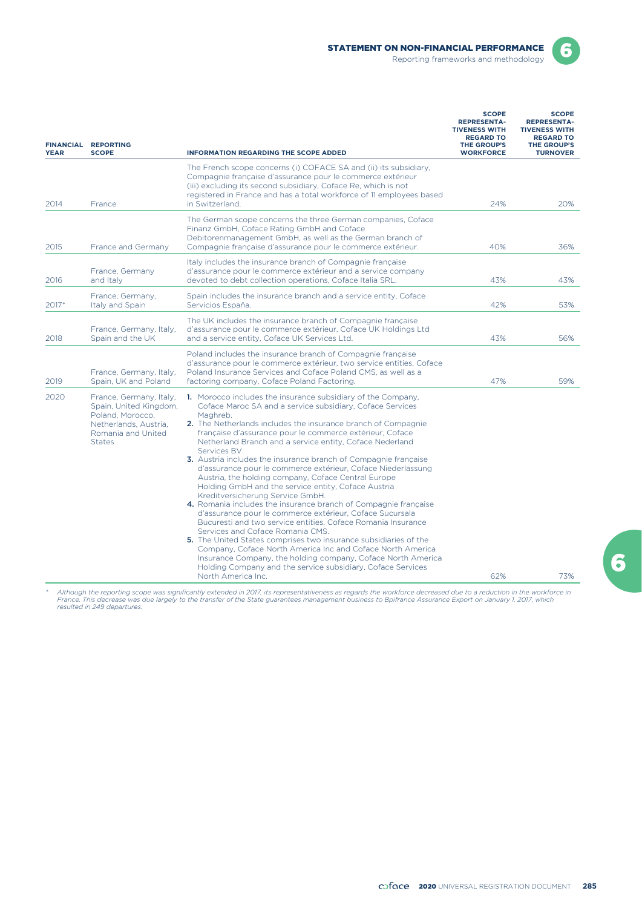| FINANCIAL YEAR | REPORTING SCOPE | INFORMATION REGARDING THE SCOPE ADDED | SCOPE REPRESENTA-TIVENESS WITH REGARD TO THE GROUP'S WORKFORCE | SCOPE REPRESENTA-TIVENESS WITH REGARD TO THE GROUP'S TURNOVER |
|---|---|---|---|---|
| 2014 | France | The French scope concerns (i) COFACE SA and (ii) its subsidiary, Compagnie française d'assurance pour le commerce extérieur (iii) excluding its second subsidiary, Coface Re, which is not registered in France and has a total workforce of 11 employees based in Switzerland. | 24% | 20% |
| 2015 | France and Germany | The German scope concerns the three German companies, Coface Finanz GmbH, Coface Rating GmbH and Coface Debitorenmanagement GmbH, as well as the German branch of Compagnie française d'assurance pour le commerce extérieur. | 40% | 36% |
| 2016 | France, Germany and Italy | Italy includes the insurance branch of Compagnie française d'assurance pour le commerce extérieur and a service company devoted to debt collection operations, Coface Italia SRL. | 43% | 43% |
| 2017* | France, Germany, Italy and Spain | Spain includes the insurance branch and a service entity, Coface Servicios España. | 42% | 53% |
| 2018 | France, Germany, Italy, Spain and the UK | The UK includes the insurance branch of Compagnie française d'assurance pour le commerce extérieur, Coface UK Holdings Ltd and a service entity, Coface UK Services Ltd. | 43% | 56% |
| 2019 | France, Germany, Italy, Spain, UK and Poland | Poland includes the insurance branch of Compagnie française d'assurance pour le commerce extérieur, two service entities, Coface Poland Insurance Services and Coface Poland CMS, as well as a factoring company, Coface Poland Factoring. | 47% | 59% |
| 2020 | France, Germany, Italy, Spain, United Kingdom, Poland, Morocco, Netherlands, Austria, Romania and United States | **1.** Morocco includes the insurance subsidiary of the Company, Coface Maroc SA and a service subsidiary, Coface Services Maghreb. **2.** The Netherlands includes the insurance branch of Compagnie française d'assurance pour le commerce extérieur, Coface Netherland Branch and a service entity, Coface Nederland Services BV. **3.** Austria includes the insurance branch of Compagnie française d'assurance pour le commerce extérieur, Coface Niederlassung Austria, the holding company, Coface Central Europe Holding GmbH and the service entity, Coface Austria Kreditversicherung Service GmbH. **4.** Romania includes the insurance branch of Compagnie française d'assurance pour le commerce extérieur, Coface Sucursala Bucuresti and two service entities, Coface Romania Insurance Services and Coface Romania CMS. **5.** The United States comprises two insurance subsidiaries of the Company, Coface North America Inc and Coface North America Insurance Company, the holding company, Coface North America Holding Company and the service subsidiary, Coface Services North America Inc. | 62% | 73% |

*\* Although the reporting scope was significantly extended in 2017, its representativeness as regards the workforce decreased due to a reduction in the workforce in France. This decrease was due largely to the transfer of the State guarantees management business to Bpifrance Assurance Export on January 1, 2017, which resulted in 249 departures.*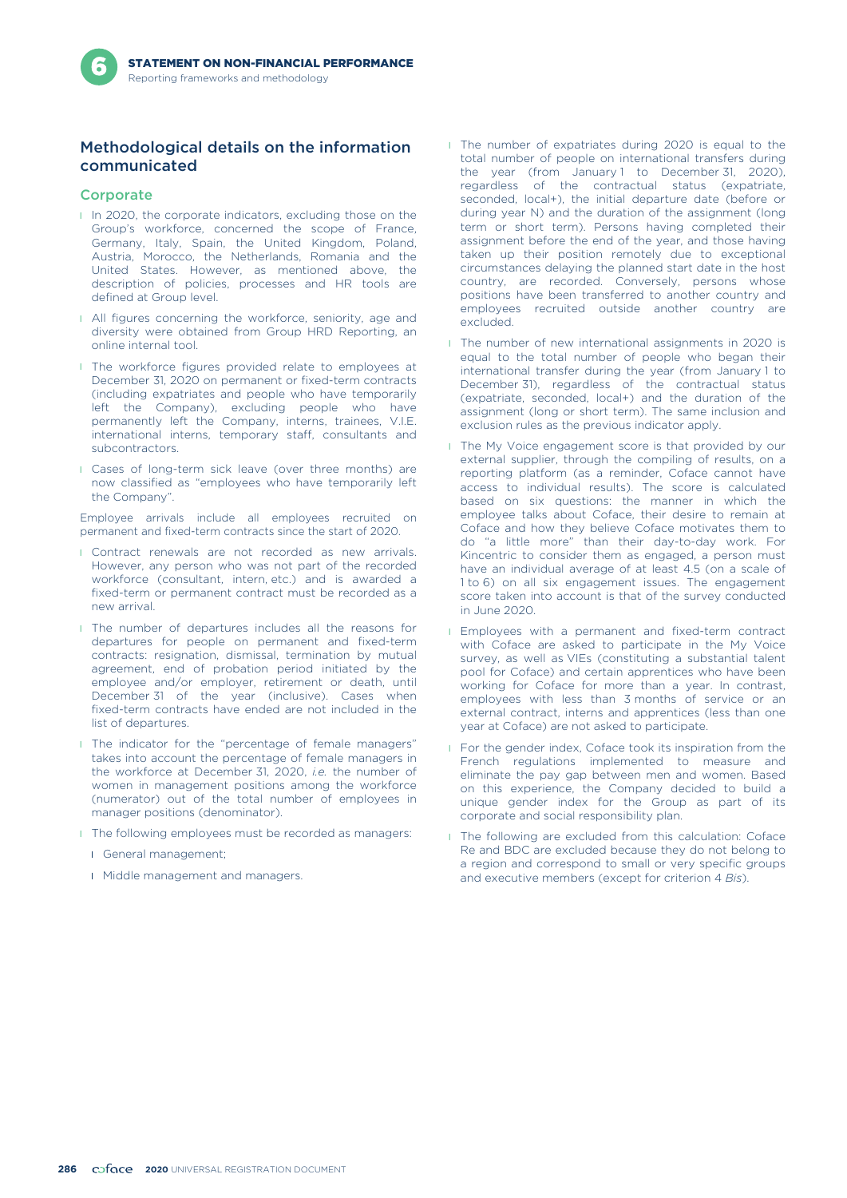## Methodological details on the information communicated

### Corporate

- In 2020, the corporate indicators, excluding those on the Group's workforce, concerned the scope of France, Germany, Italy, Spain, the United Kingdom, Poland, Austria, Morocco, the Netherlands, Romania and the United States. However, as mentioned above, the description of policies, processes and HR tools are defined at Group level.
- All figures concerning the workforce, seniority, age and diversity were obtained from Group HRD Reporting, an online internal tool.
- The workforce figures provided relate to employees at December 31, 2020 on permanent or fixed-term contracts (including expatriates and people who have temporarily left the Company), excluding people who have permanently left the Company, interns, trainees, V.I.E. international interns, temporary staff, consultants and subcontractors.
- Cases of long-term sick leave (over three months) are now classified as "employees who have temporarily left the Company".

Employee arrivals include all employees recruited on permanent and fixed-term contracts since the start of 2020.

- Contract renewals are not recorded as new arrivals. However, any person who was not part of the recorded workforce (consultant, intern, etc.) and is awarded a fixed-term or permanent contract must be recorded as a new arrival.
- The number of departures includes all the reasons for departures for people on permanent and fixed-term contracts: resignation, dismissal, termination by mutual agreement, end of probation period initiated by the employee and/or employer, retirement or death, until December 31 of the year (inclusive). Cases when fixed-term contracts have ended are not included in the list of departures.
- The indicator for the "percentage of female managers" takes into account the percentage of female managers in the workforce at December 31, 2020, *i.e.* the number of women in management positions among the workforce (numerator) out of the total number of employees in manager positions (denominator).
- The following employees must be recorded as managers:
  - General management;
  - Middle management and managers.
- The number of expatriates during 2020 is equal to the total number of people on international transfers during the year (from January 1 to December 31, 2020), regardless of the contractual status (expatriate, seconded, local+), the initial departure date (before or during year N) and the duration of the assignment (long term or short term). Persons having completed their assignment before the end of the year, and those having taken up their position remotely due to exceptional circumstances delaying the planned start date in the host country, are recorded. Conversely, persons whose positions have been transferred to another country and employees recruited outside another country are excluded.
- The number of new international assignments in 2020 is equal to the total number of people who began their international transfer during the year (from January 1 to December 31), regardless of the contractual status (expatriate, seconded, local+) and the duration of the assignment (long or short term). The same inclusion and exclusion rules as the previous indicator apply.
- The My Voice engagement score is that provided by our external supplier, through the compiling of results, on a reporting platform (as a reminder, Coface cannot have access to individual results). The score is calculated based on six questions: the manner in which the employee talks about Coface, their desire to remain at Coface and how they believe Coface motivates them to do "a little more" than their day-to-day work. For Kincentric to consider them as engaged, a person must have an individual average of at least 4.5 (on a scale of 1 to 6) on all six engagement issues. The engagement score taken into account is that of the survey conducted in June 2020.
- Employees with a permanent and fixed-term contract with Coface are asked to participate in the My Voice survey, as well as VIEs (constituting a substantial talent pool for Coface) and certain apprentices who have been working for Coface for more than a year. In contrast, employees with less than 3 months of service or an external contract, interns and apprentices (less than one year at Coface) are not asked to participate.
- For the gender index, Coface took its inspiration from the French regulations implemented to measure and eliminate the pay gap between men and women. Based on this experience, the Company decided to build a unique gender index for the Group as part of its corporate and social responsibility plan.
- The following are excluded from this calculation: Coface Re and BDC are excluded because they do not belong to a region and correspond to small or very specific groups and executive members (except for criterion 4 *Bis*).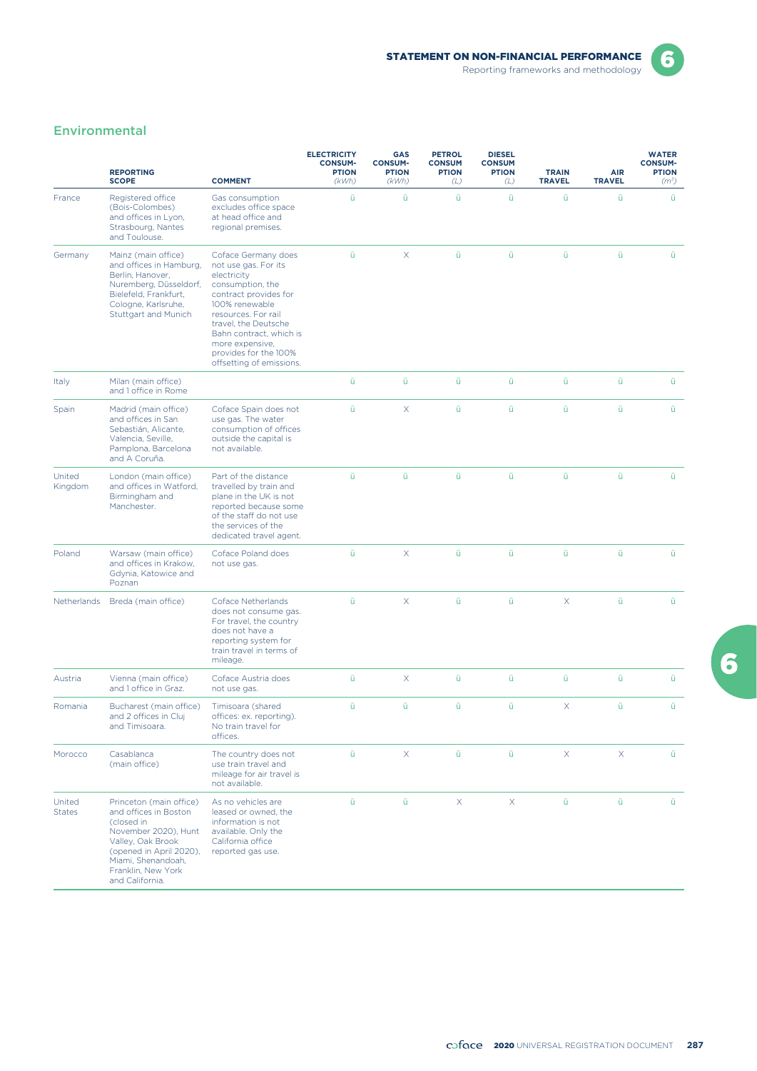## Environmental

| | REPORTING SCOPE | COMMENT | ELECTRICITY CONSUMPTION (kWh) | GAS CONSUMPTION (kWh) | PETROL CONSUMPTION (L) | DIESEL CONSUMPTION (L) | TRAIN TRAVEL | AIR TRAVEL | WATER CONSUMPTION ($m^3$) |
|---|---|---|---|---|---|---|---|---|---|
| France | Registered office (Bois-Colombes) and offices in Lyon, Strasbourg, Nantes and Toulouse. | Gas consumption excludes office space at head office and regional premises. | ü | ü | ü | ü | ü | ü | ü |
| Germany | Mainz (main office) and offices in Hamburg, Berlin, Hanover, Nuremberg, Düsseldorf, Bielefeld, Frankfurt, Cologne, Karlsruhe, Stuttgart and Munich | Coface Germany does not use gas. For its electricity consumption, the contract provides for 100% renewable resources. For rail travel, the Deutsche Bahn contract, which is more expensive, provides for the 100% offsetting of emissions. | ü | X | ü | ü | ü | ü | ü |
| Italy | Milan (main office) and 1 office in Rome | | ü | ü | ü | ü | ü | ü | ü |
| Spain | Madrid (main office) and offices in San Sebastián, Alicante, Valencia, Seville, Pamplona, Barcelona and A Coruña. | Coface Spain does not use gas. The water consumption of offices outside the capital is not available. | ü | X | ü | ü | ü | ü | ü |
| United Kingdom | London (main office) and offices in Watford, Birmingham and Manchester. | Part of the distance travelled by train and plane in the UK is not reported because some of the staff do not use the services of the dedicated travel agent. | ü | ü | ü | ü | ü | ü | ü |
| Poland | Warsaw (main office) and offices in Krakow, Gdynia, Katowice and Poznan | Coface Poland does not use gas. | ü | X | ü | ü | ü | ü | ü |
| Netherlands | Breda (main office) | Coface Netherlands does not consume gas. For travel, the country does not have a reporting system for train travel in terms of mileage. | ü | X | ü | ü | X | ü | ü |
| Austria | Vienna (main office) and 1 office in Graz. | Coface Austria does not use gas. | ü | X | ü | ü | ü | ü | ü |
| Romania | Bucharest (main office) and 2 offices in Cluj and Timisoara. | Timisoara (shared offices: ex. reporting). No train travel for offices. | ü | ü | ü | ü | X | ü | ü |
| Morocco | Casablanca (main office) | The country does not use train travel and mileage for air travel is not available. | ü | X | ü | ü | X | X | ü |
| United States | Princeton (main office) and offices in Boston (closed in November 2020), Hunt Valley, Oak Brook (opened in April 2020), Miami, Shenandoah, Franklin, New York and California. | As no vehicles are leased or owned, the information is not available. Only the California office reported gas use. | ü | ü | X | X | ü | ü | ü |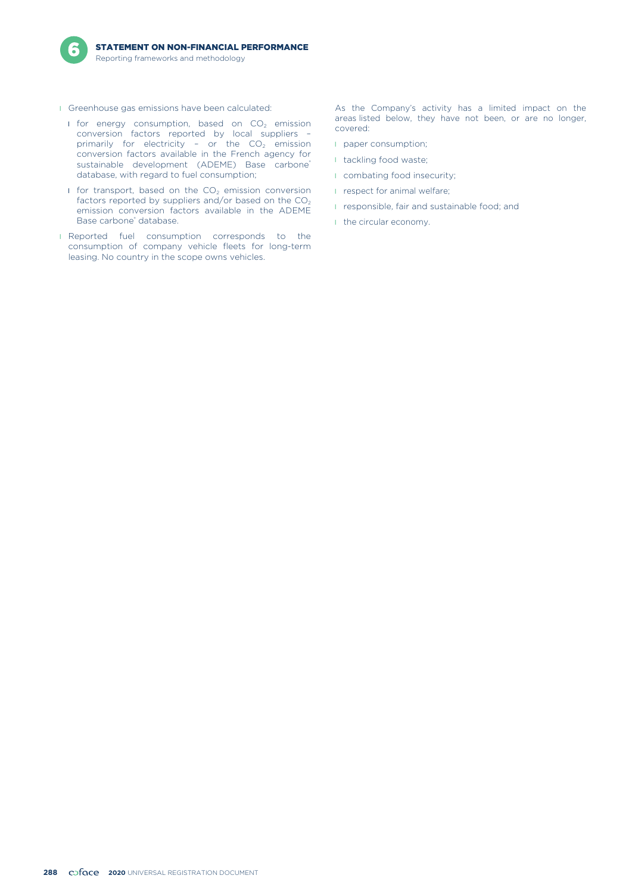- Greenhouse gas emissions have been calculated:
  - for energy consumption, based on $CO_2$ emission conversion factors reported by local suppliers – primarily for electricity – or the $CO_2$ emission conversion factors available in the French agency for sustainable development (ADEME) Base carbone® database, with regard to fuel consumption;
  - for transport, based on the $CO_2$ emission conversion factors reported by suppliers and/or based on the $CO_2$ emission conversion factors available in the ADEME Base carbone® database.
- Reported fuel consumption corresponds to the consumption of company vehicle fleets for long-term leasing. No country in the scope owns vehicles.

As the Company's activity has a limited impact on the areas listed below, they have not been, or are no longer, covered:

- paper consumption;
- tackling food waste;
- combating food insecurity;
- respect for animal welfare;
- responsible, fair and sustainable food; and
- the circular economy.